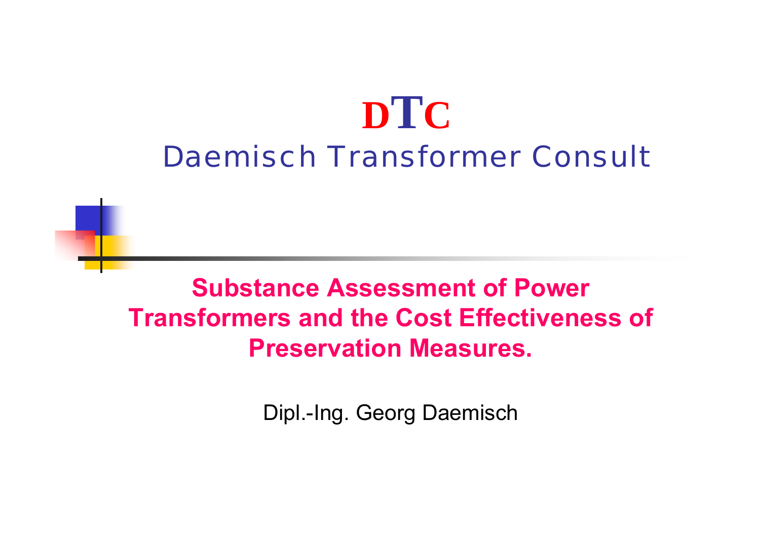# DTC

## Daemisch Transformer Consult

**Substance Assessment of Power Transformers and the Cost Effectiveness of Preservation Measures.**

Dipl.-Ing. Georg Daemisch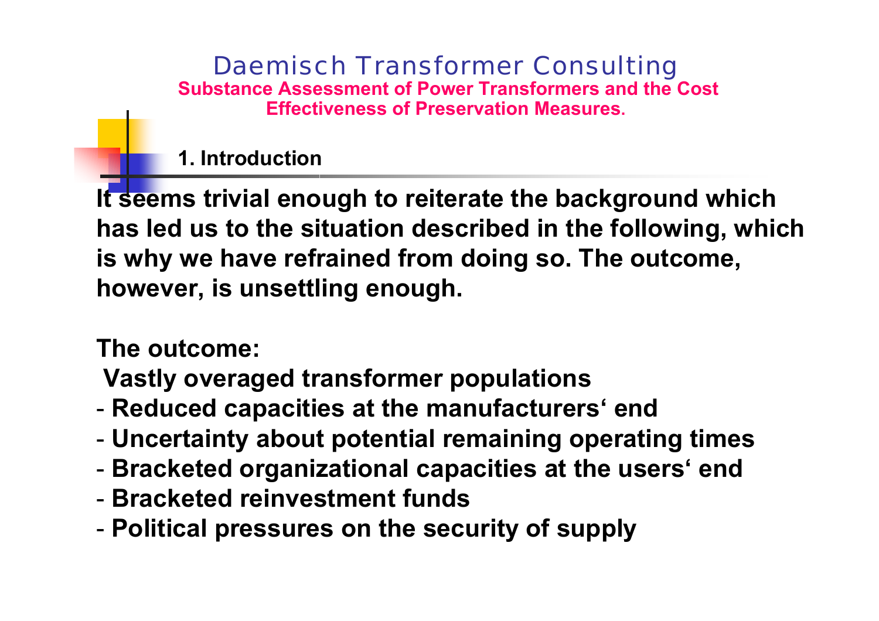Daemisch Transformer Consulting

**Substance Assessment of Power Transformers and the Cost Effectiveness of Preservation Measures.**

## 1. Introduction

**It seems trivial enough to reiterate the background which has led us to the situation described in the following, which is why we have refrained from doing so. The outcome, however, is unsettling enough.**

**The outcome:**

**Vastly overaged transformer populations**

- **Reduced capacities at the manufacturers‘ end**
- **Uncertainty about potential remaining operating times**
- **Bracketed organizational capacities at the users‘ end**
- **Bracketed reinvestment funds**
- **Political pressures on the security of supply**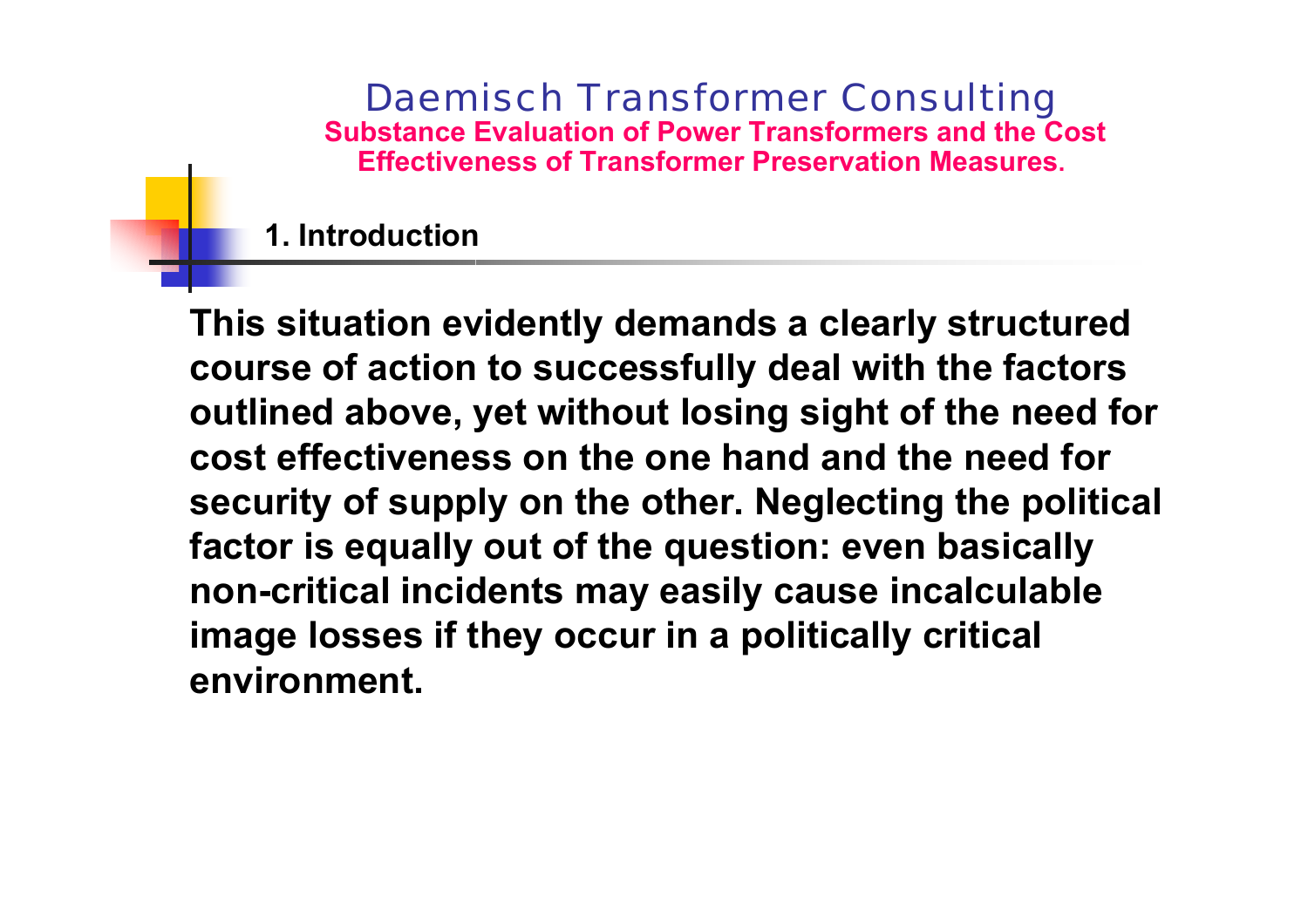## 1. Introduction

**This situation evidently demands a clearly structured course of action to successfully deal with the factors outlined above, yet without losing sight of the need for cost effectiveness on the one hand and the need for security of supply on the other. Neglecting the political factor is equally out of the question: even basically non-critical incidents may easily cause incalculable image losses if they occur in a politically critical environment.**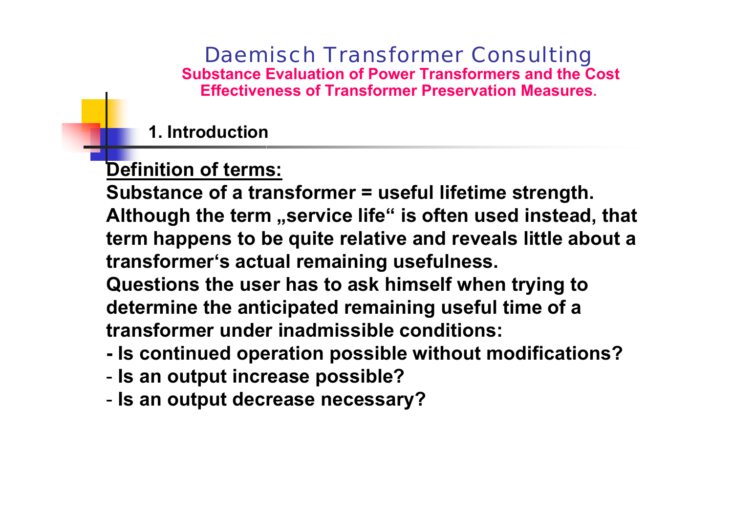## 1. Introduction

**Definition of terms:**

**Substance of a transformer = useful lifetime strength.**
**Although the term „service life" is often used instead, that term happens to be quite relative and reveals little about a transformer's actual remaining usefulness.**
**Questions the user has to ask himself when trying to determine the anticipated remaining useful time of a transformer under inadmissible conditions:**

- **Is continued operation possible without modifications?**
- **Is an output increase possible?**
- **Is an output decrease necessary?**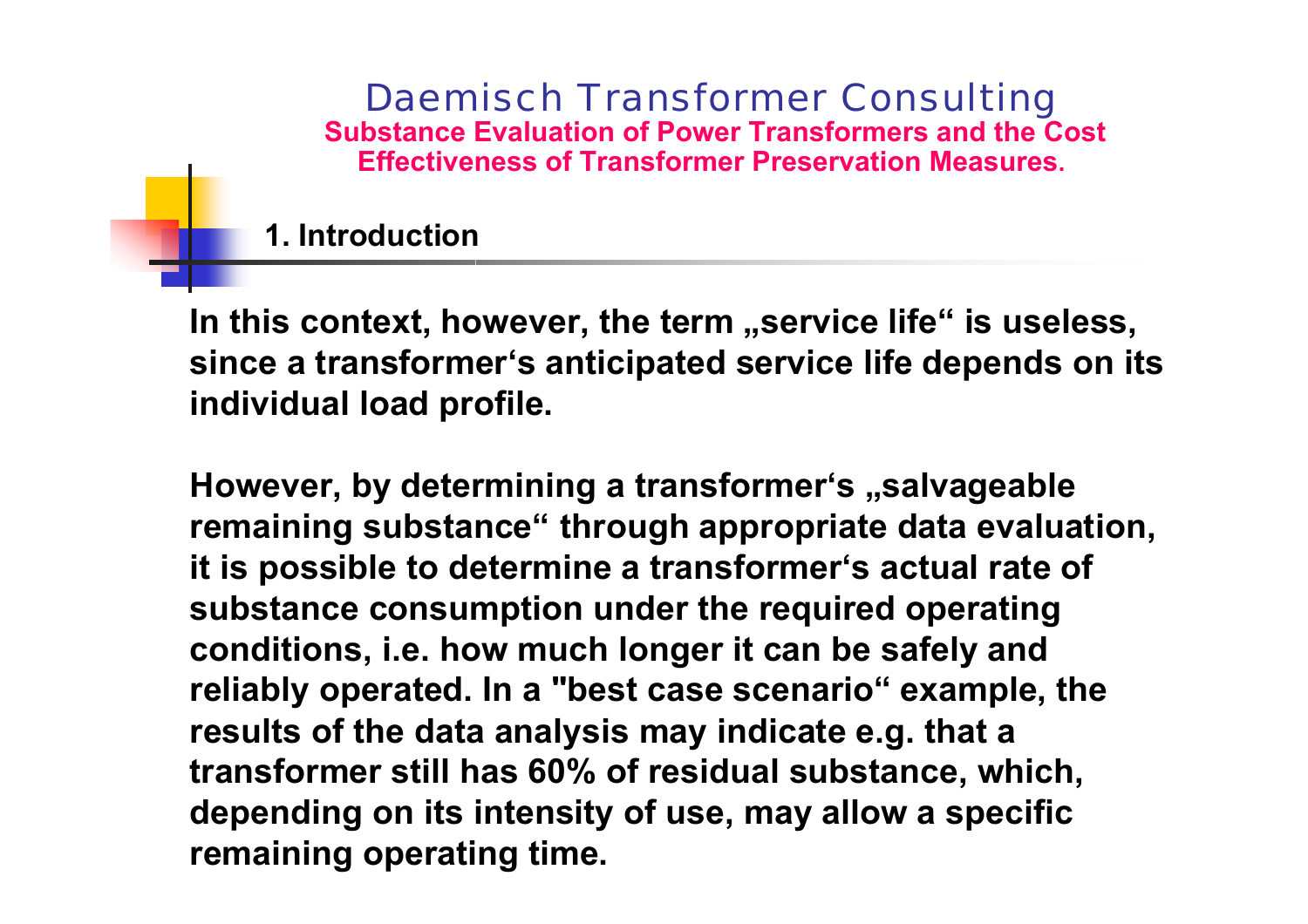## 1. Introduction

In this context, however, the term „service life“ is useless, since a transformer‘s anticipated service life depends on its individual load profile.

However, by determining a transformer‘s „salvageable remaining substance“ through appropriate data evaluation, it is possible to determine a transformer‘s actual rate of substance consumption under the required operating conditions, i.e. how much longer it can be safely and reliably operated. In a "best case scenario“ example, the results of the data analysis may indicate e.g. that a transformer still has 60% of residual substance, which, depending on its intensity of use, may allow a specific remaining operating time.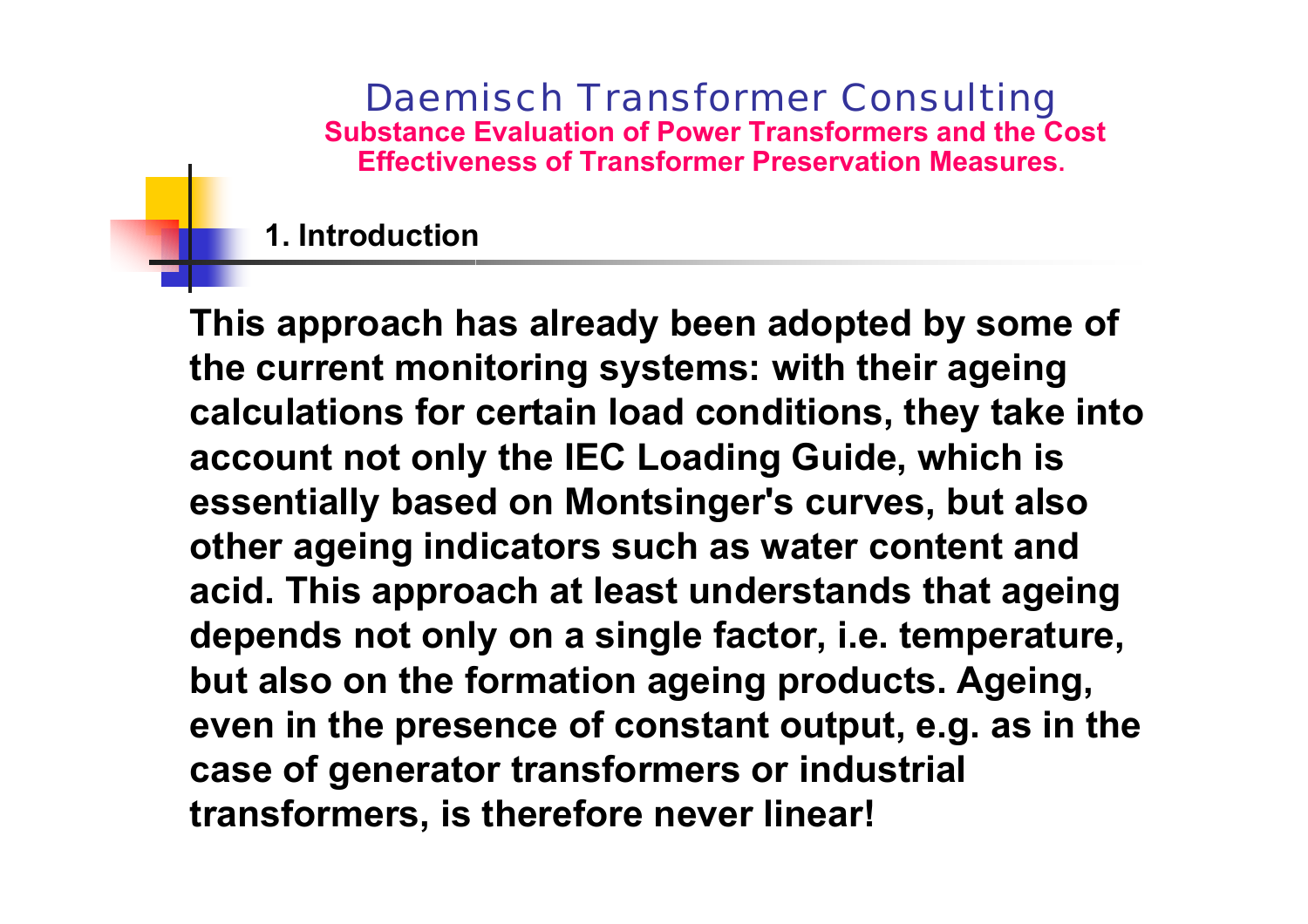## 1. Introduction

**This approach has already been adopted by some of the current monitoring systems: with their ageing calculations for certain load conditions, they take into account not only the IEC Loading Guide, which is essentially based on Montsinger's curves, but also other ageing indicators such as water content and acid. This approach at least understands that ageing depends not only on a single factor, i.e. temperature, but also on the formation ageing products. Ageing, even in the presence of constant output, e.g. as in the case of generator transformers or industrial transformers, is therefore never linear!**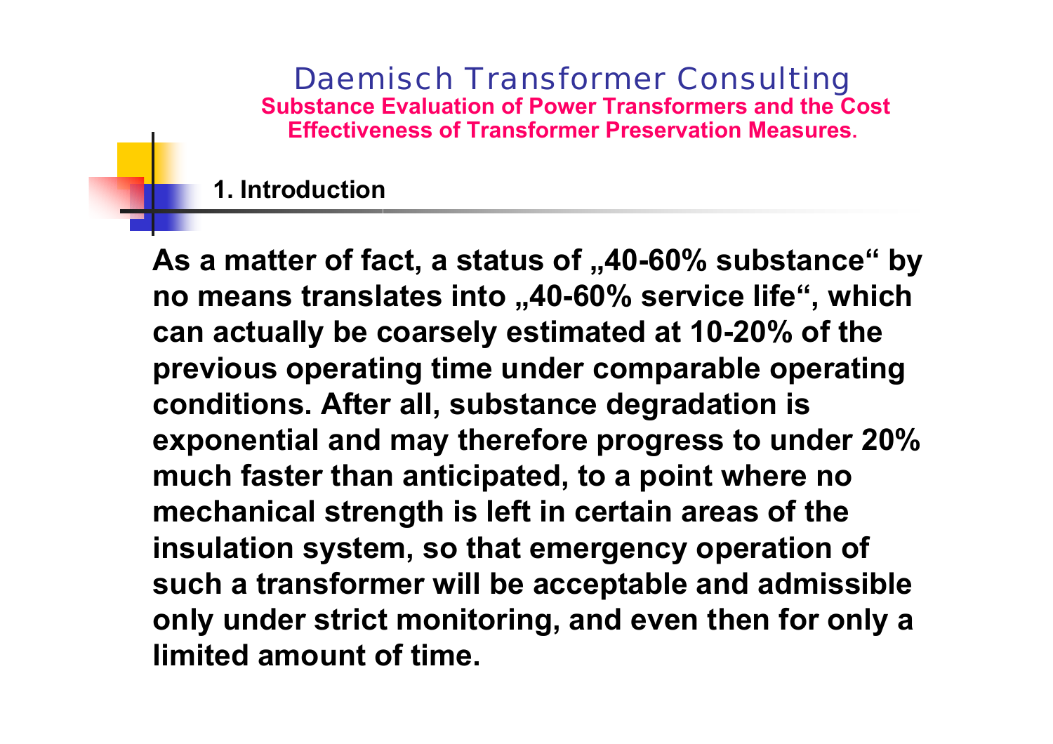## 1. Introduction

**As a matter of fact, a status of „40-60% substance" by no means translates into „40-60% service life", which can actually be coarsely estimated at 10-20% of the previous operating time under comparable operating conditions. After all, substance degradation is exponential and may therefore progress to under 20% much faster than anticipated, to a point where no mechanical strength is left in certain areas of the insulation system, so that emergency operation of such a transformer will be acceptable and admissible only under strict monitoring, and even then for only a limited amount of time.**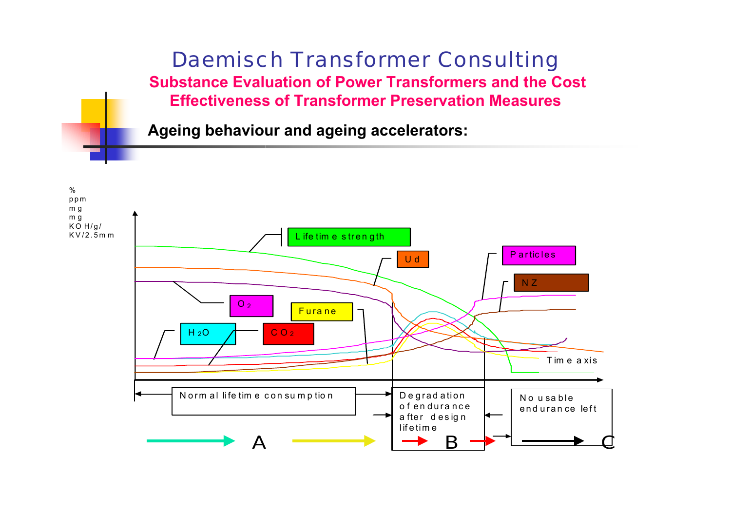# Daemisch Transformer Consulting

## Substance Evaluation of Power Transformers and the Cost Effectiveness of Transformer Preservation Measures

**Ageing behaviour and ageing accelerators:**

%
ppm
mg
mg
KOH/g/
KV/2.5mm

Lifetime strength

Ud

Particles

NZ

$O_2$

Furane

$H_2O$

$CO_2$

Time axis

Normal lifetime consumption

Degradation of endurance after design lifetime

No usable endurance left

A

B

C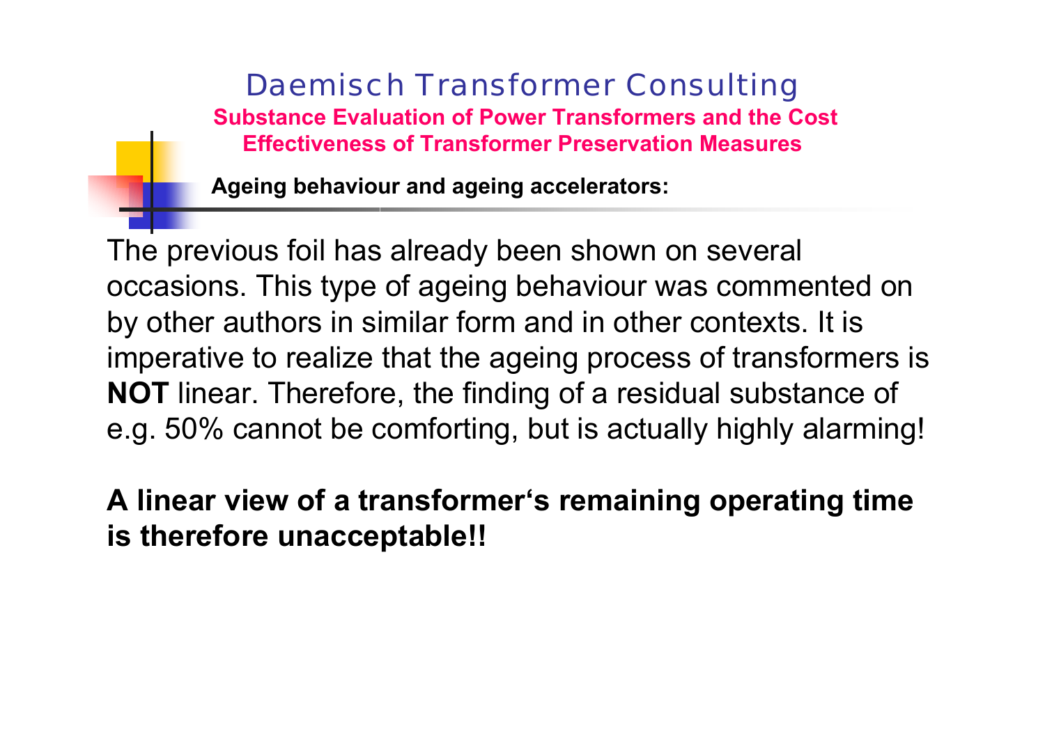## Ageing behaviour and ageing accelerators:

The previous foil has already been shown on several occasions. This type of ageing behaviour was commented on by other authors in similar form and in other contexts. It is imperative to realize that the ageing process of transformers is **NOT** linear. Therefore, the finding of a residual substance of e.g. 50% cannot be comforting, but is actually highly alarming!

**A linear view of a transformer‘s remaining operating time is therefore unacceptable!!**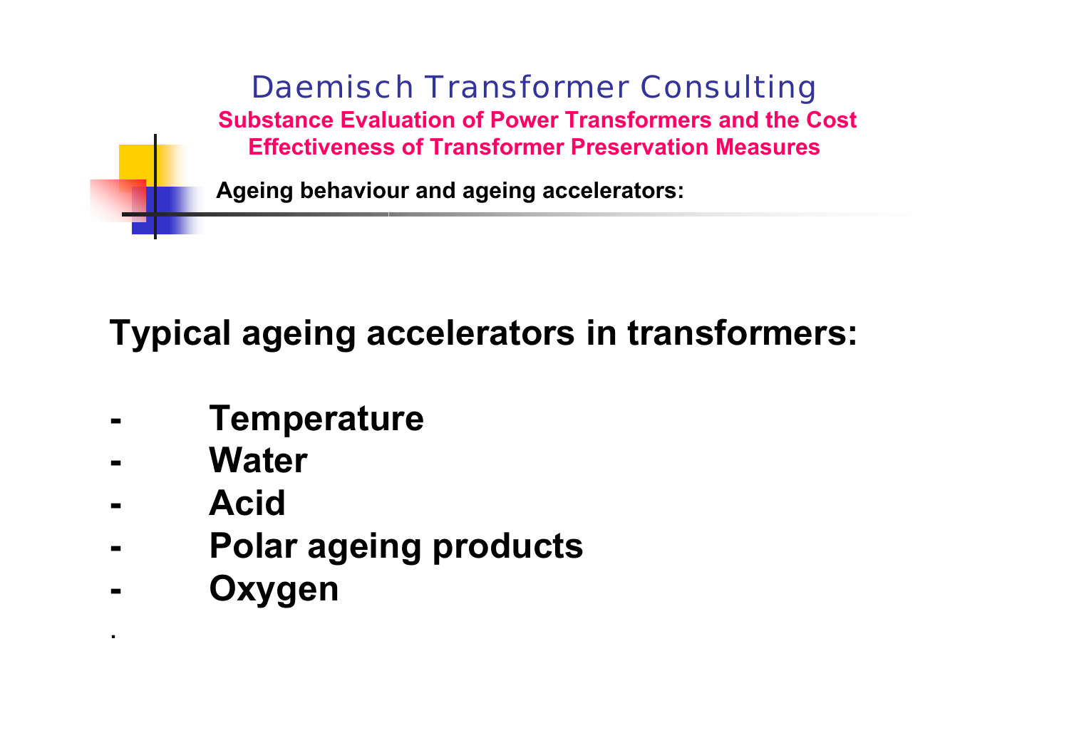Ageing behaviour and ageing accelerators:

## Typical ageing accelerators in transformers:

- Temperature
- Water
- Acid
- Polar ageing products
- Oxygen

.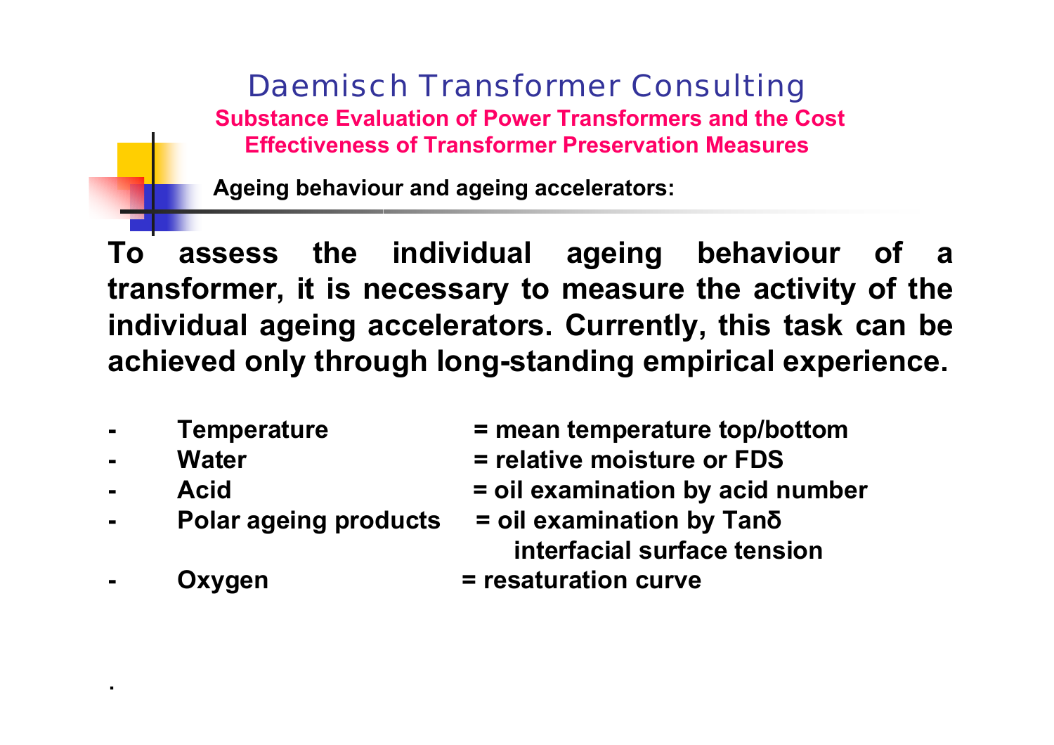# Daemisch Transformer Consulting

## Substance Evaluation of Power Transformers and the Cost Effectiveness of Transformer Preservation Measures

### Ageing behaviour and ageing accelerators:

**To assess the individual ageing behaviour of a transformer, it is necessary to measure the activity of the individual ageing accelerators. Currently, this task can be achieved only through long-standing empirical experience.**

- **Temperature** = **mean temperature top/bottom**
- **Water** = **relative moisture or FDS**
- **Acid** = **oil examination by acid number**
- **Polar ageing products** = **oil examination by Tanδ interfacial surface tension**
- **Oxygen** = **resaturation curve**

.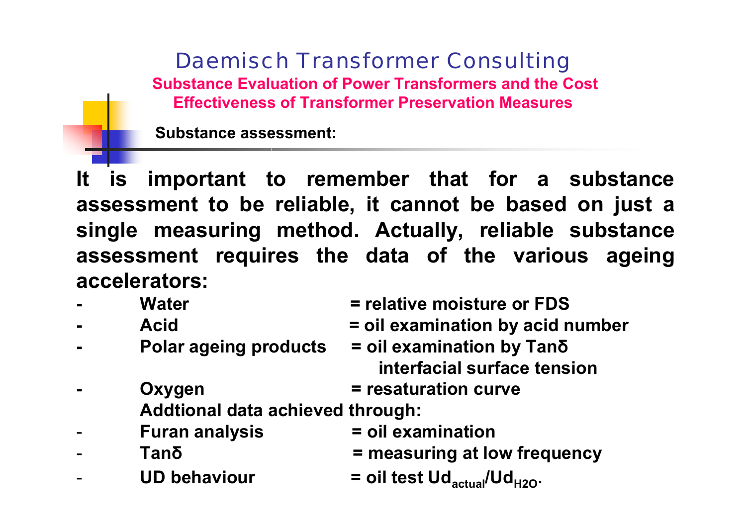# Daemisch Transformer Consulting

## Substance Evaluation of Power Transformers and the Cost Effectiveness of Transformer Preservation Measures

**Substance assessment:**

**It is important to remember that for a substance assessment to be reliable, it cannot be based on just a single measuring method. Actually, reliable substance assessment requires the data of the various ageing accelerators:**

- **Water = relative moisture or FDS**
- **Acid = oil examination by acid number**
- **Polar ageing products = oil examination by Tanδ interfacial surface tension**
- **Oxygen = resaturation curve**

**Addtional data achieved through:**

- **Furan analysis = oil examination**
- **Tanδ = measuring at low frequency**
- **UD behaviour = oil test $Ud_{actual}/Ud_{H2O}$.**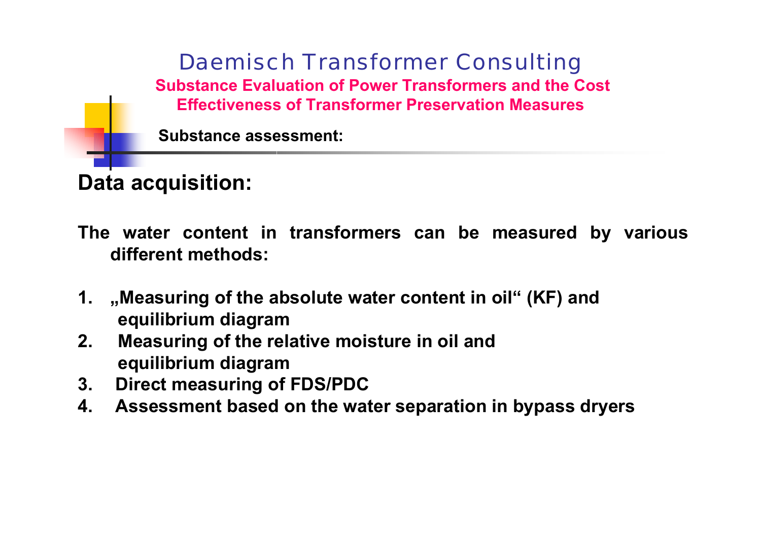## Data acquisition:

**The water content in transformers can be measured by various different methods:**

1. **„Measuring of the absolute water content in oil“ (KF) and equilibrium diagram**
2. **Measuring of the relative moisture in oil and equilibrium diagram**
3. **Direct measuring of FDS/PDC**
4. **Assessment based on the water separation in bypass dryers**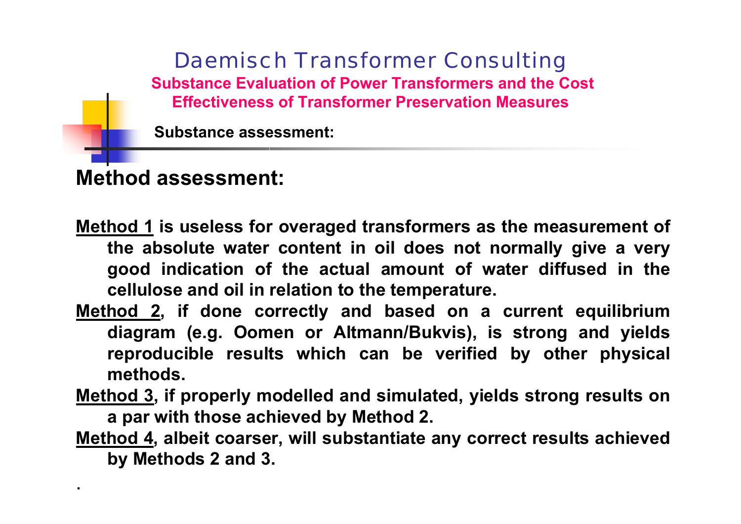## Substance assessment:

### Method assessment:

**Method 1** is useless for overaged transformers as the measurement of the absolute water content in oil does not normally give a very good indication of the actual amount of water diffused in the cellulose and oil in relation to the temperature.

**Method 2**, if done correctly and based on a current equilibrium diagram (e.g. Oomen or Altmann/Bukvis), is strong and yields reproducible results which can be verified by other physical methods.

**Method 3**, if properly modelled and simulated, yields strong results on a par with those achieved by Method 2.

**Method 4**, albeit coarser, will substantiate any correct results achieved by Methods 2 and 3.

.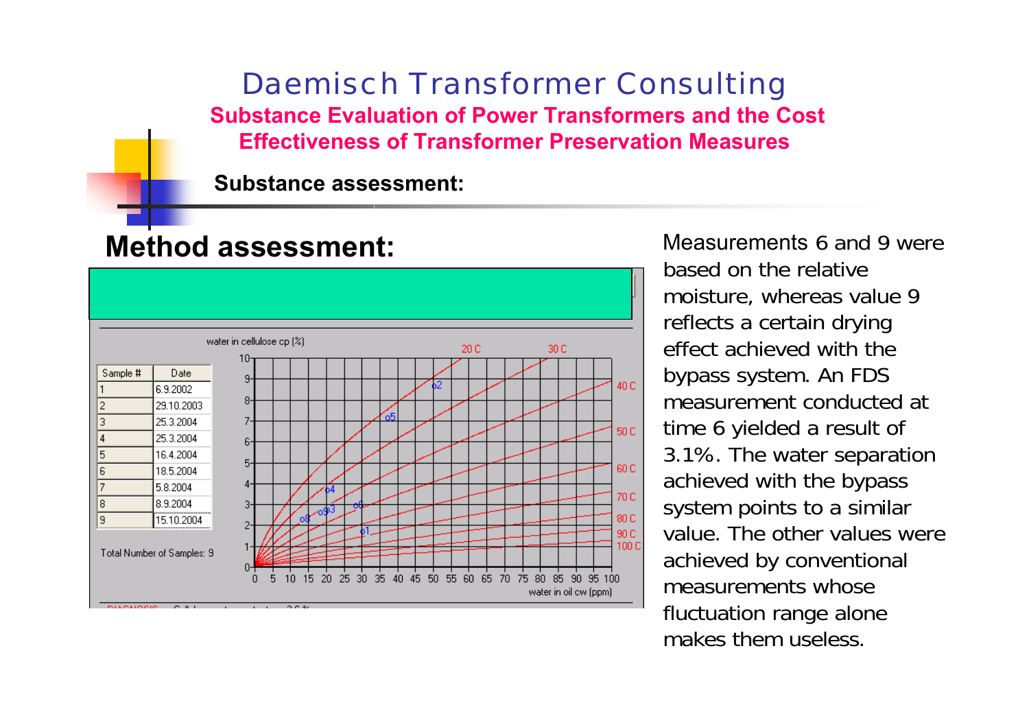# Daemisch Transformer Consulting

**Substance Evaluation of Power Transformers and the Cost Effectiveness of Transformer Preservation Measures**

**Substance assessment:**

## Method assessment:

| Sample # | Date |
|---|---|
| 1 | 6.9.2002 |
| 2 | 29.10.2003 |
| 3 | 25.3.2004 |
| 4 | 25.3.2004 |
| 5 | 16.4.2004 |
| 6 | 18.5.2004 |
| 7 | 5.8.2004 |
| 8 | 8.9.2004 |
| 9 | 15.10.2004 |

Total Number of Samples: 9

Measurements 6 and 9 were based on the relative moisture, whereas value 9 reflects a certain drying effect achieved with the bypass system. An FDS measurement conducted at time 6 yielded a result of 3.1%. The water separation achieved with the bypass system points to a similar value. The other values were achieved by conventional measurements whose fluctuation range alone makes them useless.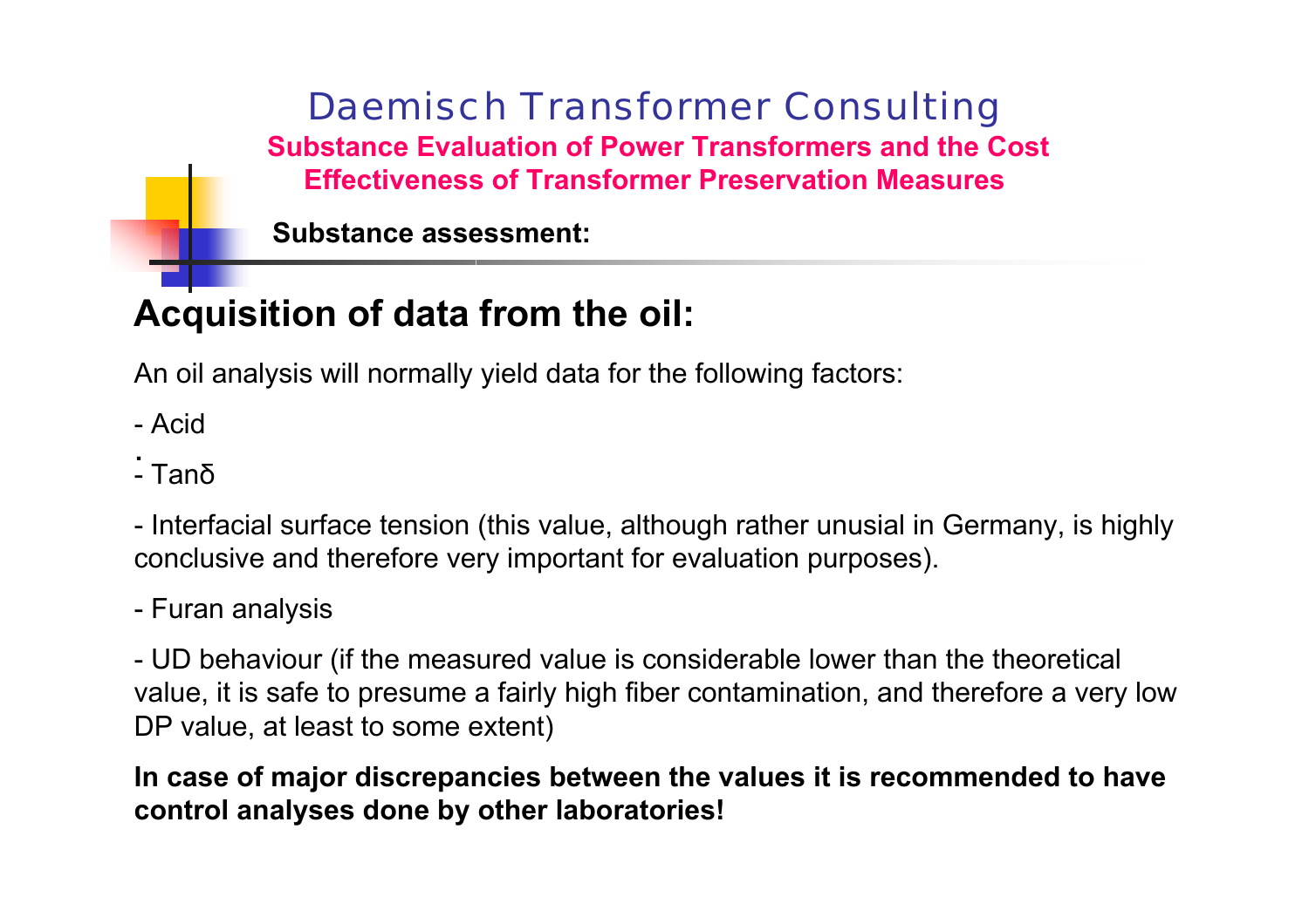# Daemisch Transformer Consulting

**Substance Evaluation of Power Transformers and the Cost Effectiveness of Transformer Preservation Measures**

**Substance assessment:**

## Acquisition of data from the oil:

An oil analysis will normally yield data for the following factors:

- Acid
- Tanδ
- Interfacial surface tension (this value, although rather unusial in Germany, is highly conclusive and therefore very important for evaluation purposes).
- Furan analysis
- UD behaviour (if the measured value is considerable lower than the theoretical value, it is safe to presume a fairly high fiber contamination, and therefore a very low DP value, at least to some extent)

**In case of major discrepancies between the values it is recommended to have control analyses done by other laboratories!**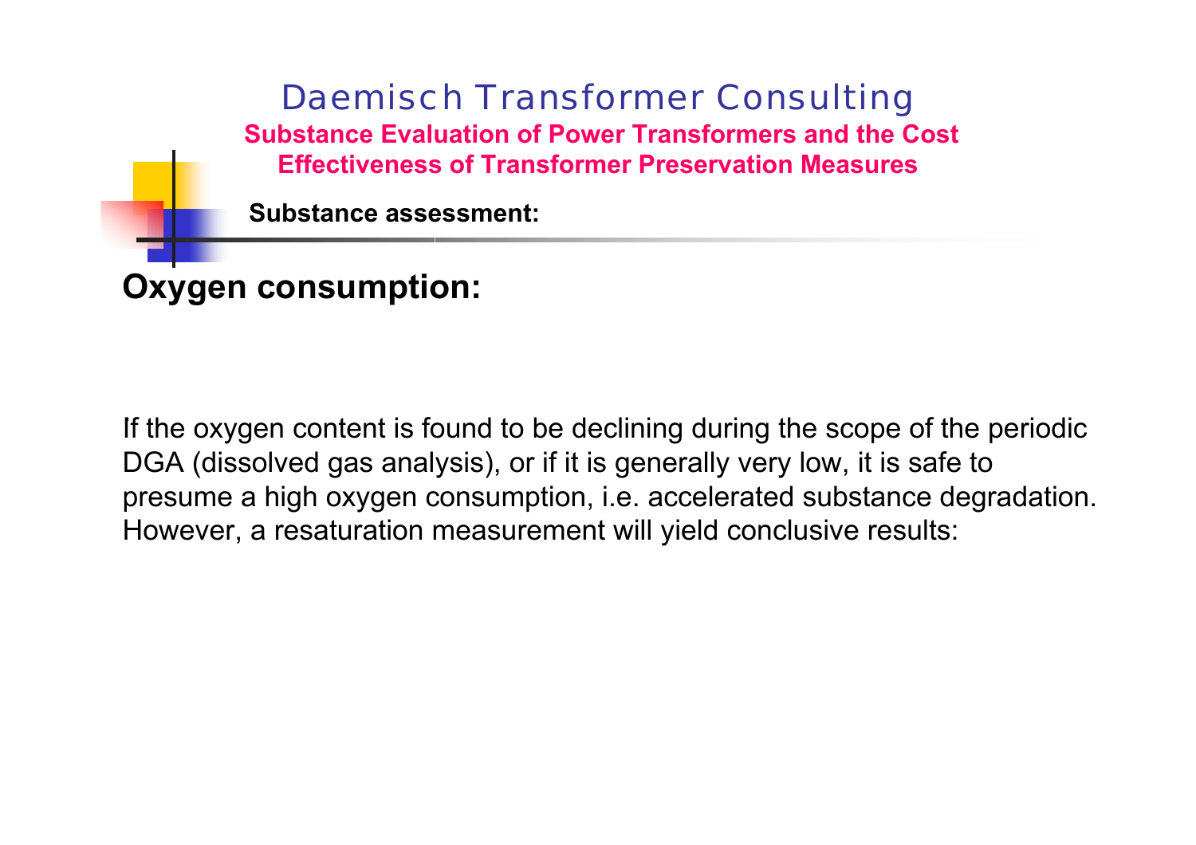### Substance assessment:

## Oxygen consumption:

If the oxygen content is found to be declining during the scope of the periodic DGA (dissolved gas analysis), or if it is generally very low, it is safe to presume a high oxygen consumption, i.e. accelerated substance degradation. However, a resaturation measurement will yield conclusive results: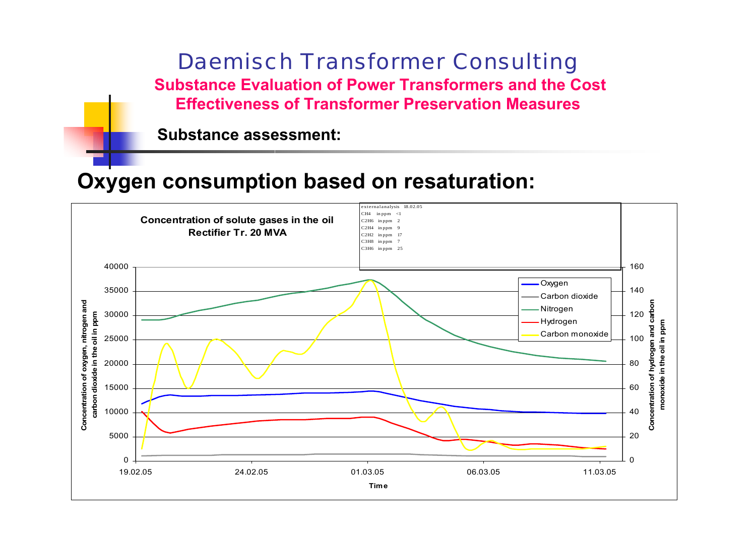# Daemisch Transformer Consulting

## Substance Evaluation of Power Transformers and the Cost Effectiveness of Transformer Preservation Measures

**Substance assessment:**

# Oxygen consumption based on resaturation:

**Concentration of solute gases in the oil**
**Rectifier Tr. 20 MVA**

external analysis 18.02.05

| | | |
|---|---|---|
| $CH_4$ | in ppm | <1 |
| $C_2H_6$ | in ppm | 2 |
| $C_2H_4$ | in ppm | 9 |
| $C_2H_2$ | in ppm | 17 |
| $C_3H_8$ | in ppm | 7 |
| $C_3H_6$ | in ppm | 25 |

Legend: Oxygen, Carbon dioxide, Nitrogen, Hydrogen, Carbon monoxide

Left axis: Concentration of oxygen, nitrogen and carbon dioxide in the oil in ppm (0 – 40000)

Right axis: Concentration of hydrogen and carbon monoxide in the oil in ppm (0 – 160)

Time: 19.02.05, 24.02.05, 01.03.05, 06.03.05, 11.03.05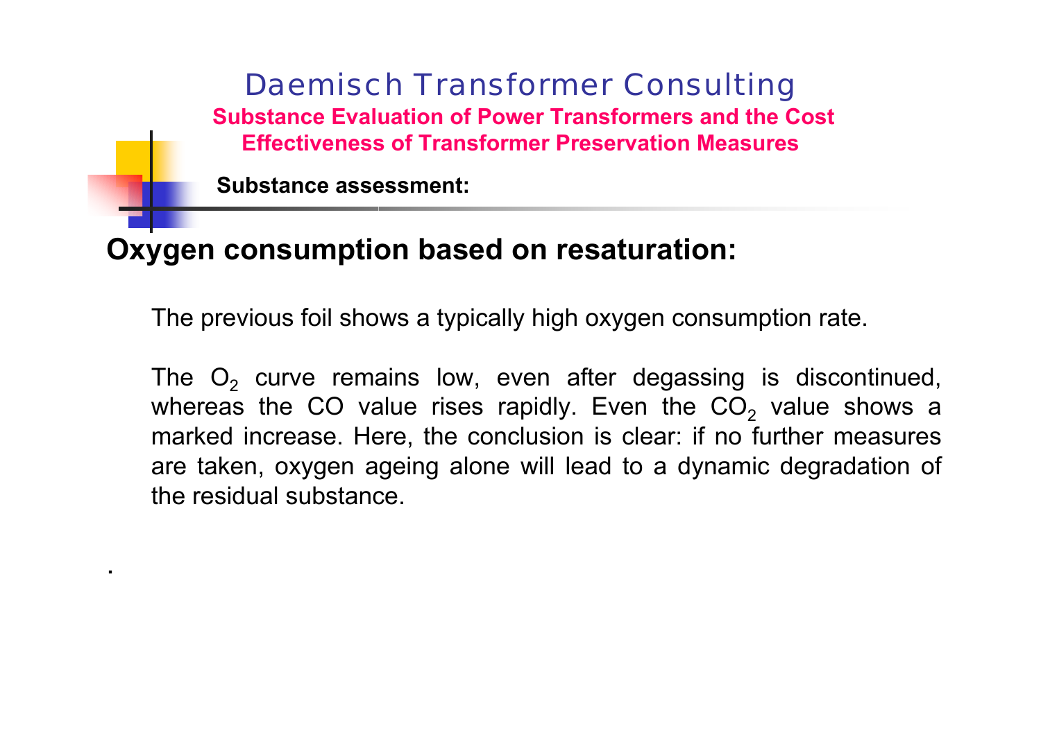## Substance assessment:

# Oxygen consumption based on resaturation:

The previous foil shows a typically high oxygen consumption rate.

The $O_2$ curve remains low, even after degassing is discontinued, whereas the CO value rises rapidly. Even the $CO_2$ value shows a marked increase. Here, the conclusion is clear: if no further measures are taken, oxygen ageing alone will lead to a dynamic degradation of the residual substance.

.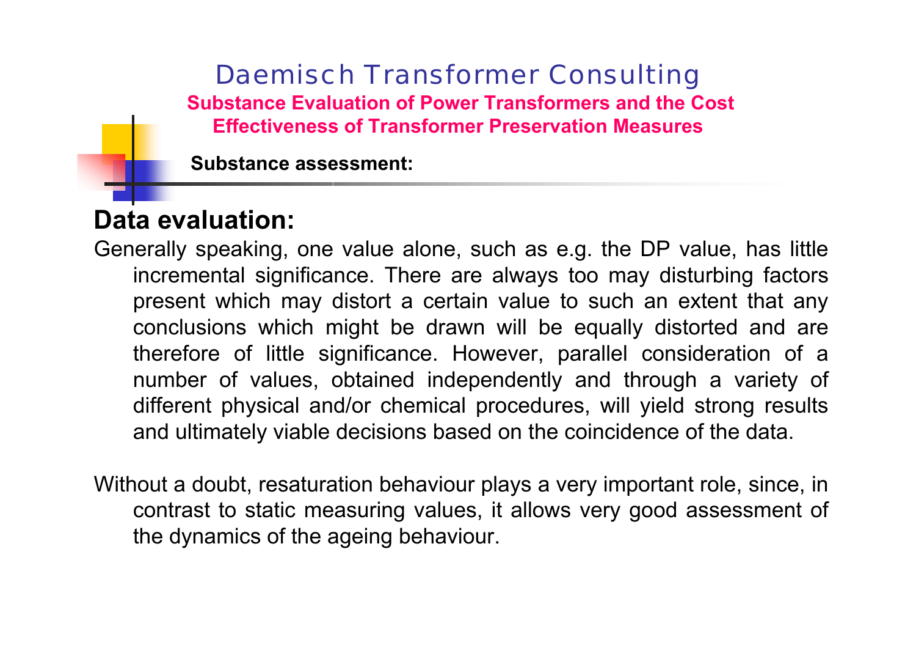**Substance assessment:**

## Data evaluation:

Generally speaking, one value alone, such as e.g. the DP value, has little incremental significance. There are always too may disturbing factors present which may distort a certain value to such an extent that any conclusions which might be drawn will be equally distorted and are therefore of little significance. However, parallel consideration of a number of values, obtained independently and through a variety of different physical and/or chemical procedures, will yield strong results and ultimately viable decisions based on the coincidence of the data.

Without a doubt, resaturation behaviour plays a very important role, since, in contrast to static measuring values, it allows very good assessment of the dynamics of the ageing behaviour.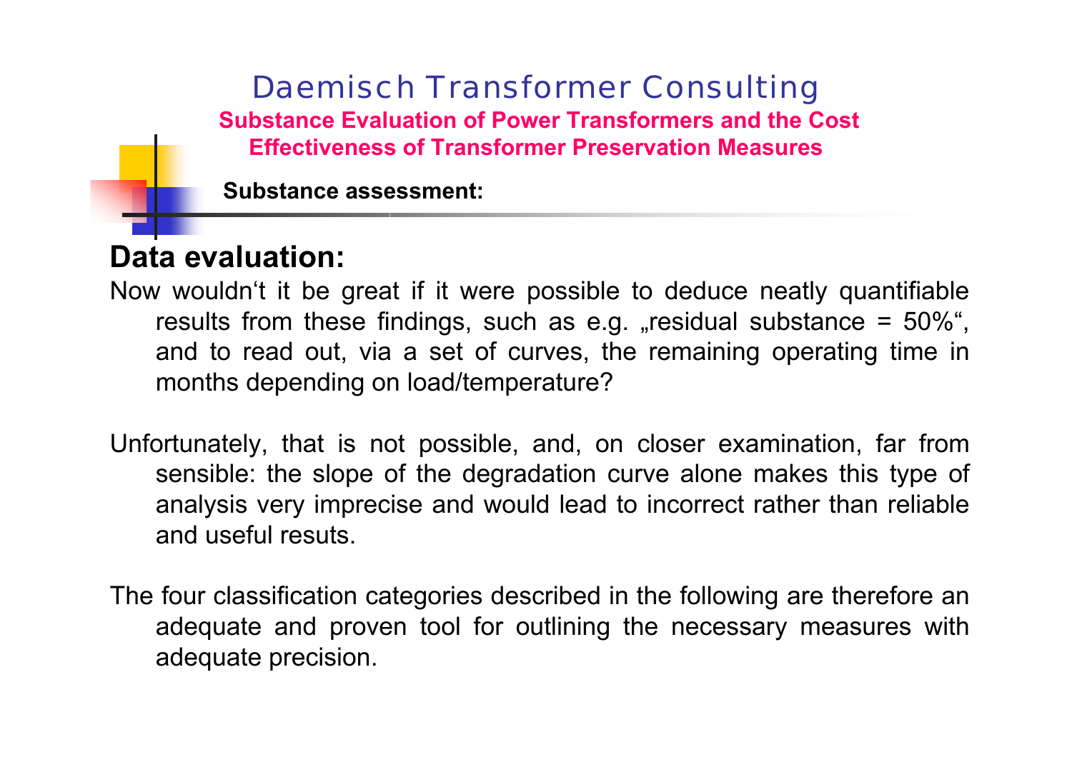Substance assessment:

## Data evaluation:

Now wouldn‘t it be great if it were possible to deduce neatly quantifiable results from these findings, such as e.g. „residual substance = 50%“, and to read out, via a set of curves, the remaining operating time in months depending on load/temperature?

Unfortunately, that is not possible, and, on closer examination, far from sensible: the slope of the degradation curve alone makes this type of analysis very imprecise and would lead to incorrect rather than reliable and useful resuts.

The four classification categories described in the following are therefore an adequate and proven tool for outlining the necessary measures with adequate precision.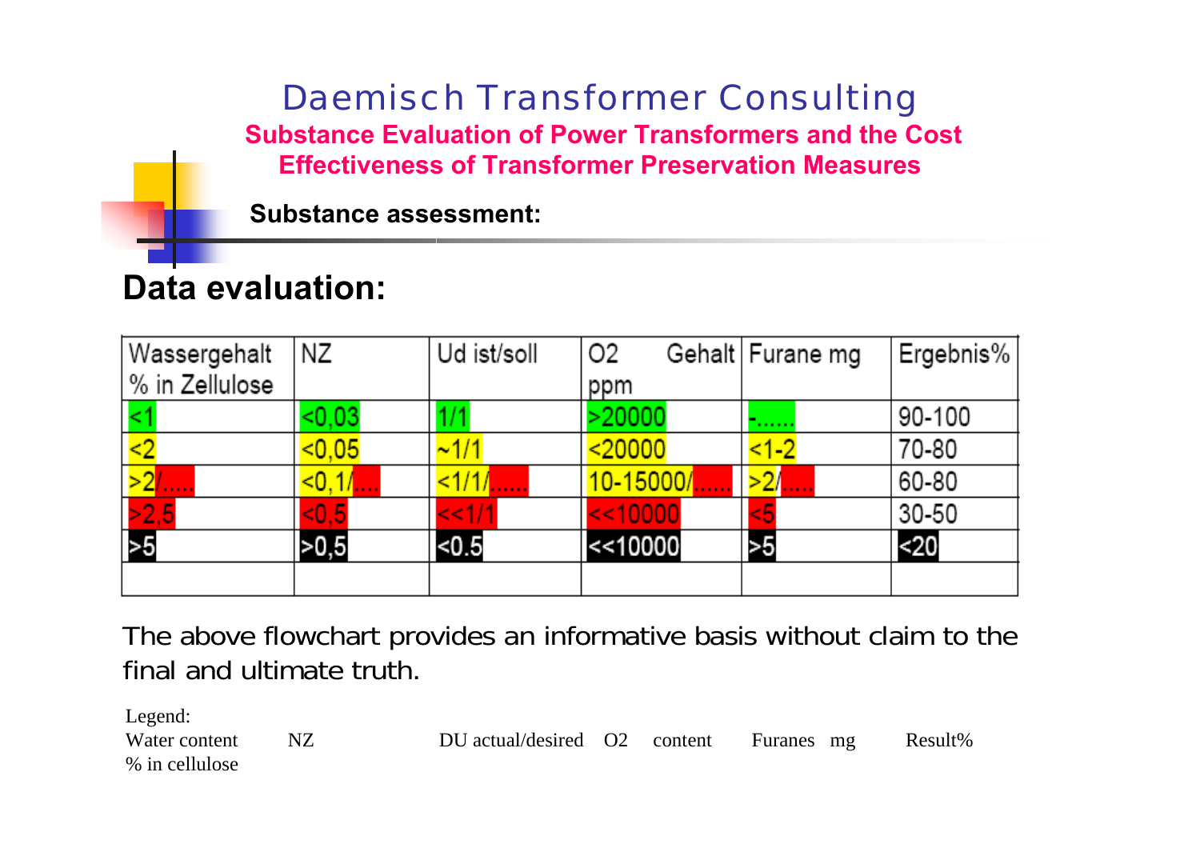## Substance assessment:

# Data evaluation:

| Wassergehalt % in Zellulose | NZ | Ud ist/soll | O2 Gehalt ppm | Furane mg | Ergebnis% |
|---|---|---|---|---|---|
| <1 | <0,03 | 1/1 | >20000 | -...... | 90-100 |
| <2 | <0,05 | ~1/1 | <20000 | <1-2 | 70-80 |
| >2/..... | <0,1/.... | <1/1/...... | 10-15000/...... | >2/..... | 60-80 |
| >2,5 | <0,5 | <<1/1 | <<10000 | <5 | 30-50 |
| >5 | >0,5 | <0.5 | <<10000 | >5 | <20 |
| | | | | | |

The above flowchart provides an informative basis without claim to the final and ultimate truth.

Legend:
Water content % in cellulose    NZ    DU actual/desired    O2 content    Furanes mg    Result%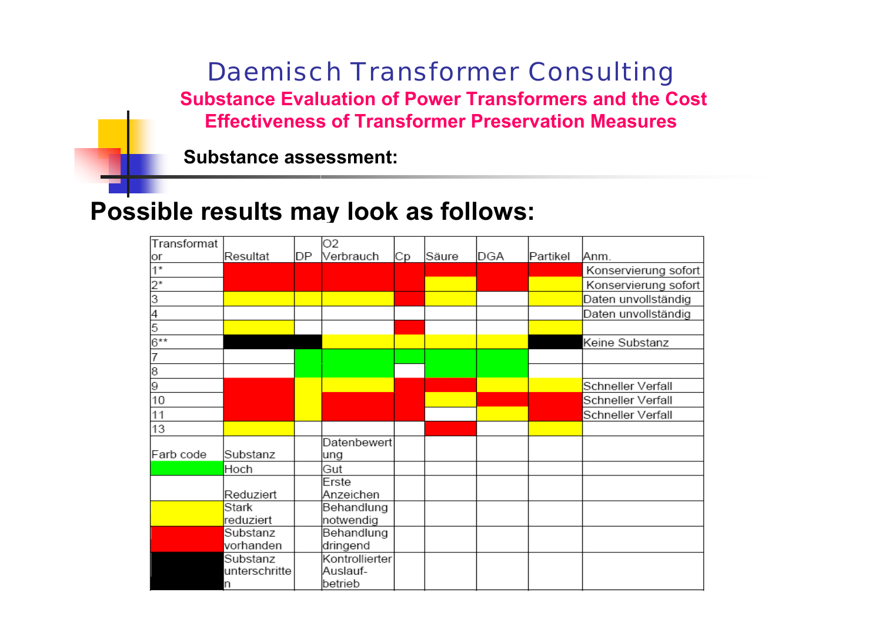# Daemisch Transformer Consulting

## Substance Evaluation of Power Transformers and the Cost Effectiveness of Transformer Preservation Measures

### Substance assessment:

## Possible results may look as follows:

| Transformator | Resultat | DP | O2 Verbrauch | Cp | Säure | DGA | Partikel | Anm. |
|---|---|---|---|---|---|---|---|---|
| 1* | | | | | | | | Konservierung sofort |
| 2* | | | | | | | | Konservierung sofort |
| 3 | | | | | | | | Daten unvollständig |
| 4 | | | | | | | | Daten unvollständig |
| 5 | | | | | | | | |
| 6** | | | | | | | | Keine Substanz |
| 7 | | | | | | | | |
| 8 | | | | | | | | |
| 9 | | | | | | | | Schneller Verfall |
| 10 | | | | | | | | Schneller Verfall |
| 11 | | | | | | | | Schneller Verfall |
| 13 | | | | | | | | |

| Farb code | Substanz | Datenbewertung |
|---|---|---|
| Grün | Hoch | Gut |
| Weiß | Reduziert | Erste Anzeichen |
| Gelb | Stark reduziert | Behandlung notwendig |
| Rot | Substanz vorhanden | Behandlung dringend |
| Schwarz | Substanz unterschritten | Kontrollierter Auslauf-betrieb |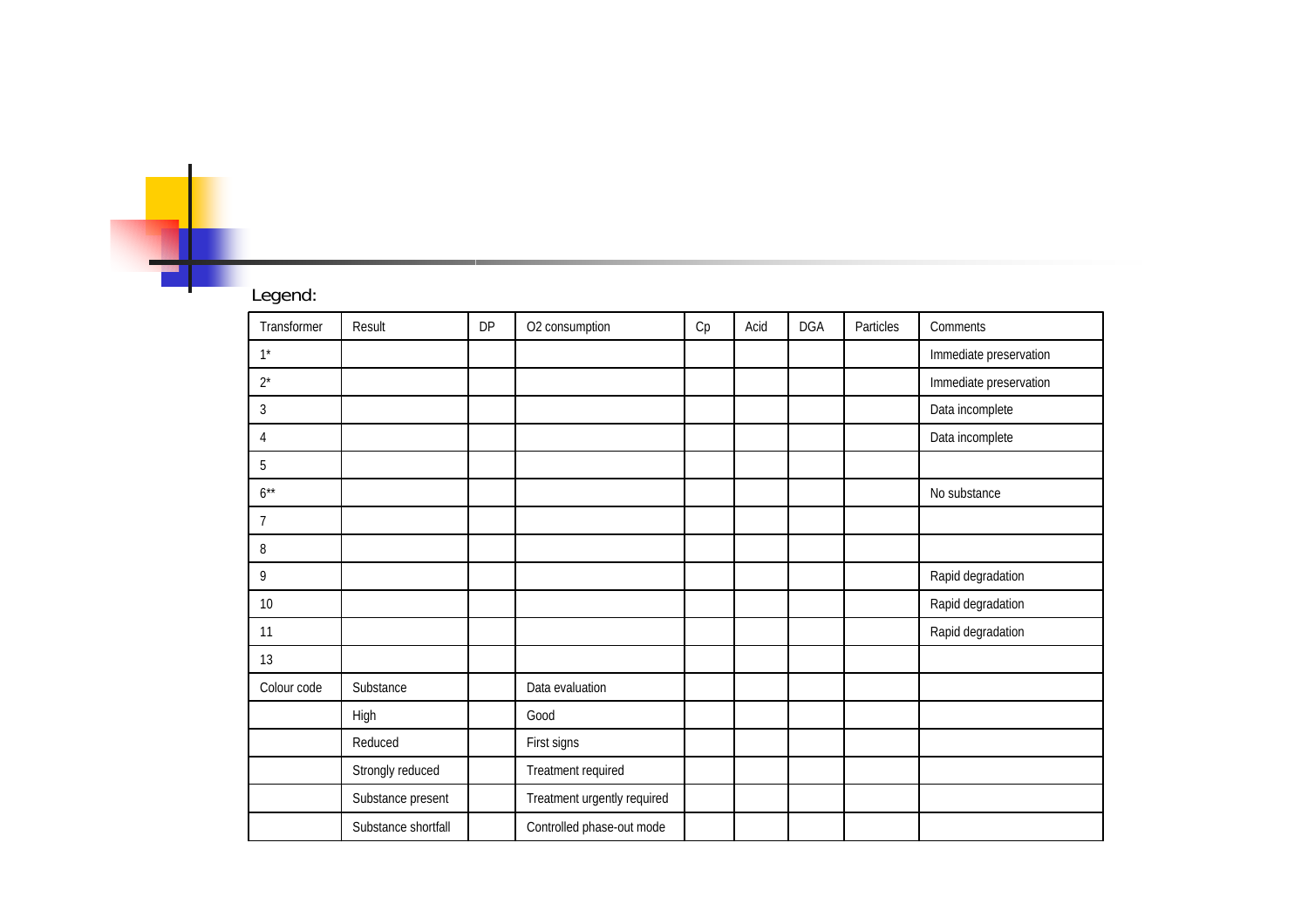Legend:

| Transformer | Result | DP | O2 consumption | Cp | Acid | DGA | Particles | Comments |
|---|---|---|---|---|---|---|---|---|
| 1* | | | | | | | | Immediate preservation |
| 2* | | | | | | | | Immediate preservation |
| 3 | | | | | | | | Data incomplete |
| 4 | | | | | | | | Data incomplete |
| 5 | | | | | | | | |
| 6** | | | | | | | | No substance |
| 7 | | | | | | | | |
| 8 | | | | | | | | |
| 9 | | | | | | | | Rapid degradation |
| 10 | | | | | | | | Rapid degradation |
| 11 | | | | | | | | Rapid degradation |
| 13 | | | | | | | | |
| Colour code | Substance | | Data evaluation | | | | | |
| | High | | Good | | | | | |
| | Reduced | | First signs | | | | | |
| | Strongly reduced | | Treatment required | | | | | |
| | Substance present | | Treatment urgently required | | | | | |
| | Substance shortfall | | Controlled phase-out mode | | | | | |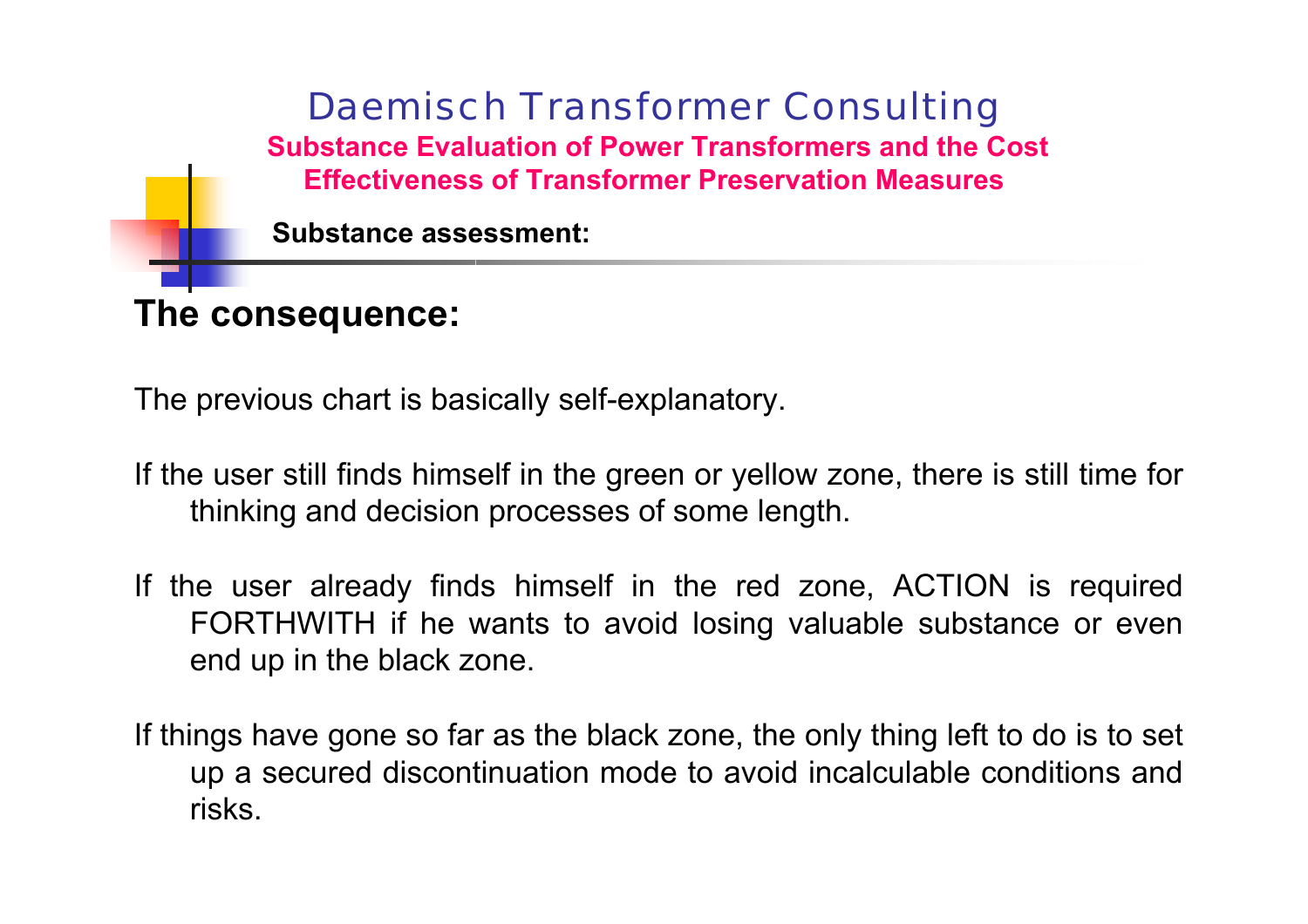## The consequence:

The previous chart is basically self-explanatory.

If the user still finds himself in the green or yellow zone, there is still time for thinking and decision processes of some length.

If the user already finds himself in the red zone, ACTION is required FORTHWITH if he wants to avoid losing valuable substance or even end up in the black zone.

If things have gone so far as the black zone, the only thing left to do is to set up a secured discontinuation mode to avoid incalculable conditions and risks.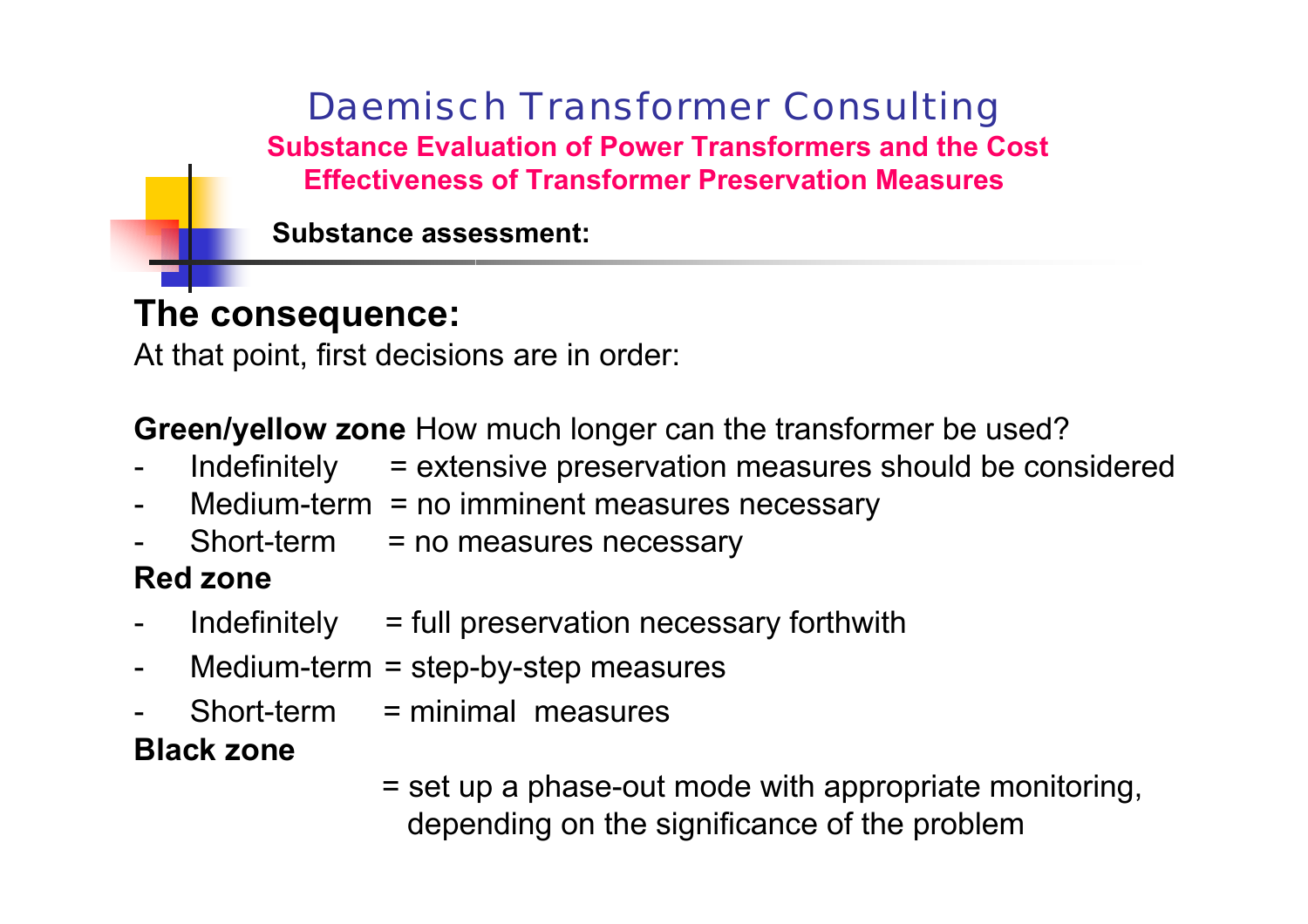## Substance assessment:

### The consequence:

At that point, first decisions are in order:

**Green/yellow zone** How much longer can the transformer be used?

- Indefinitely = extensive preservation measures should be considered
- Medium-term = no imminent measures necessary
- Short-term = no measures necessary

**Red zone**

- Indefinitely = full preservation necessary forthwith
- Medium-term = step-by-step measures
- Short-term = minimal measures

**Black zone**

= set up a phase-out mode with appropriate monitoring, depending on the significance of the problem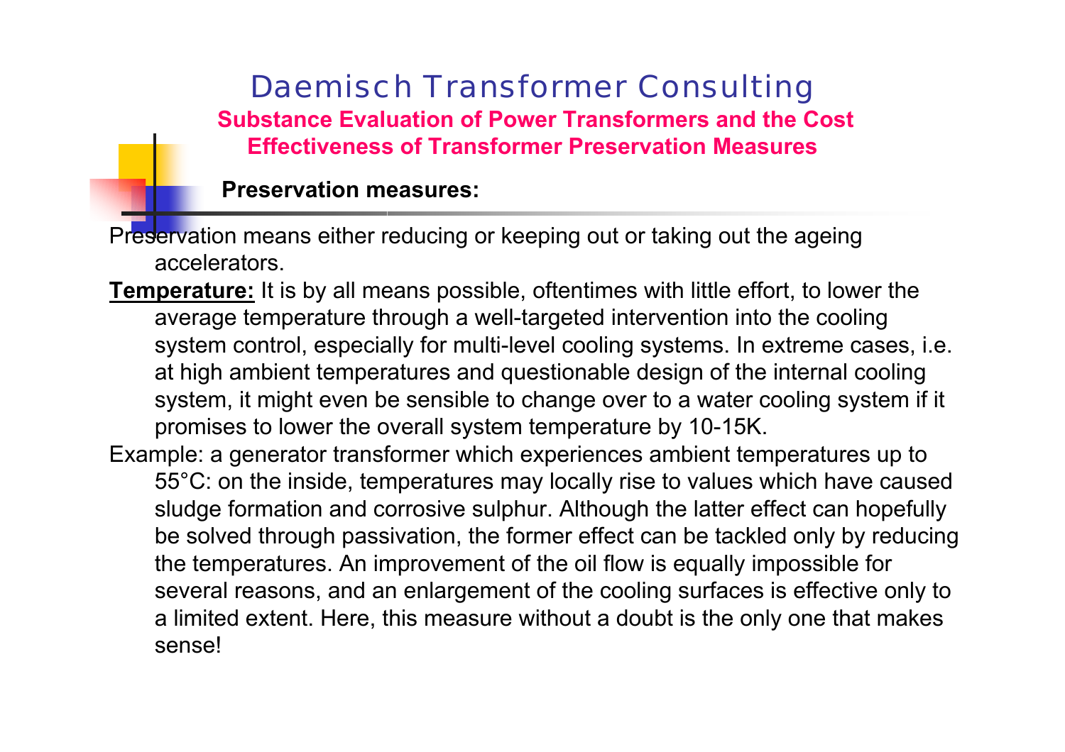# Daemisch Transformer Consulting

## Substance Evaluation of Power Transformers and the Cost Effectiveness of Transformer Preservation Measures

### Preservation measures:

Preservation means either reducing or keeping out or taking out the ageing accelerators.

**Temperature:** It is by all means possible, oftentimes with little effort, to lower the average temperature through a well-targeted intervention into the cooling system control, especially for multi-level cooling systems. In extreme cases, i.e. at high ambient temperatures and questionable design of the internal cooling system, it might even be sensible to change over to a water cooling system if it promises to lower the overall system temperature by 10-15K.

Example: a generator transformer which experiences ambient temperatures up to 55°C: on the inside, temperatures may locally rise to values which have caused sludge formation and corrosive sulphur. Although the latter effect can hopefully be solved through passivation, the former effect can be tackled only by reducing the temperatures. An improvement of the oil flow is equally impossible for several reasons, and an enlargement of the cooling surfaces is effective only to a limited extent. Here, this measure without a doubt is the only one that makes sense!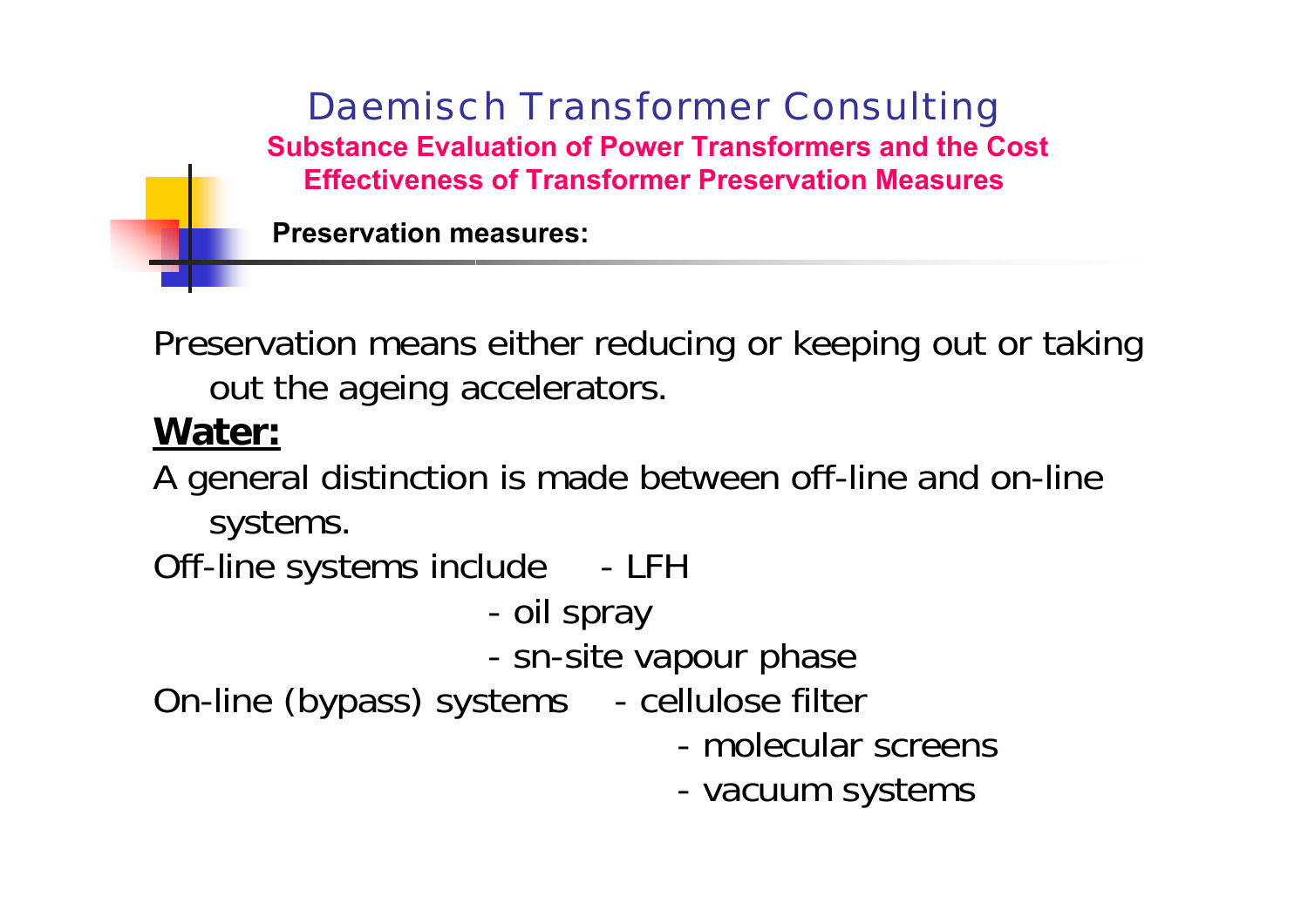## Preservation measures:

Preservation means either reducing or keeping out or taking out the ageing accelerators.

**Water:**

A general distinction is made between off-line and on-line systems.

Off-line systems include

- LFH
- oil spray
- sn-site vapour phase

On-line (bypass) systems

- cellulose filter
- molecular screens
- vacuum systems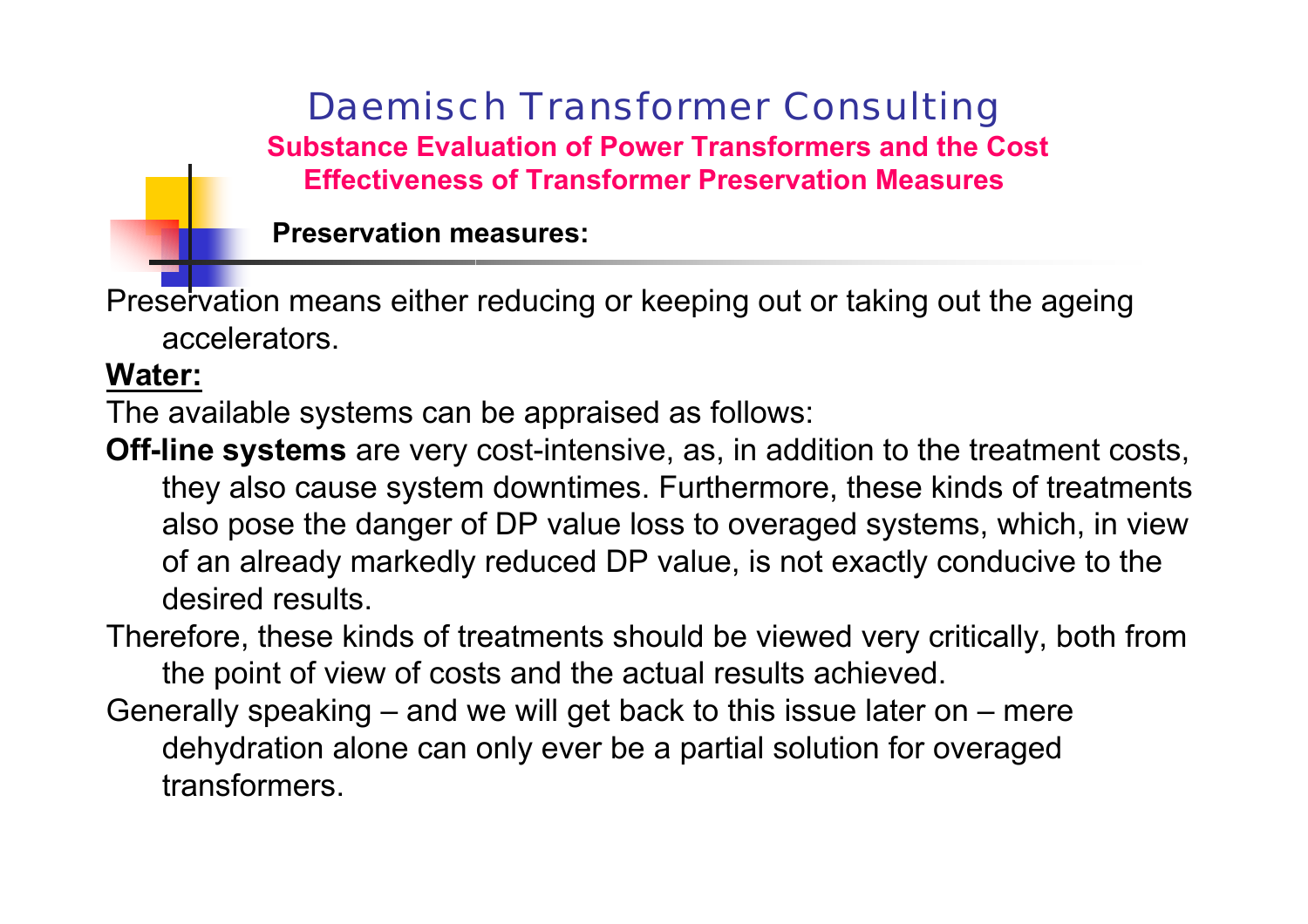# Daemisch Transformer Consulting

## Substance Evaluation of Power Transformers and the Cost Effectiveness of Transformer Preservation Measures

**Preservation measures:**

Preservation means either reducing or keeping out or taking out the ageing accelerators.

**Water:**

The available systems can be appraised as follows:

**Off-line systems** are very cost-intensive, as, in addition to the treatment costs, they also cause system downtimes. Furthermore, these kinds of treatments also pose the danger of DP value loss to overaged systems, which, in view of an already markedly reduced DP value, is not exactly conducive to the desired results.

Therefore, these kinds of treatments should be viewed very critically, both from the point of view of costs and the actual results achieved.

Generally speaking – and we will get back to this issue later on – mere dehydration alone can only ever be a partial solution for overaged transformers.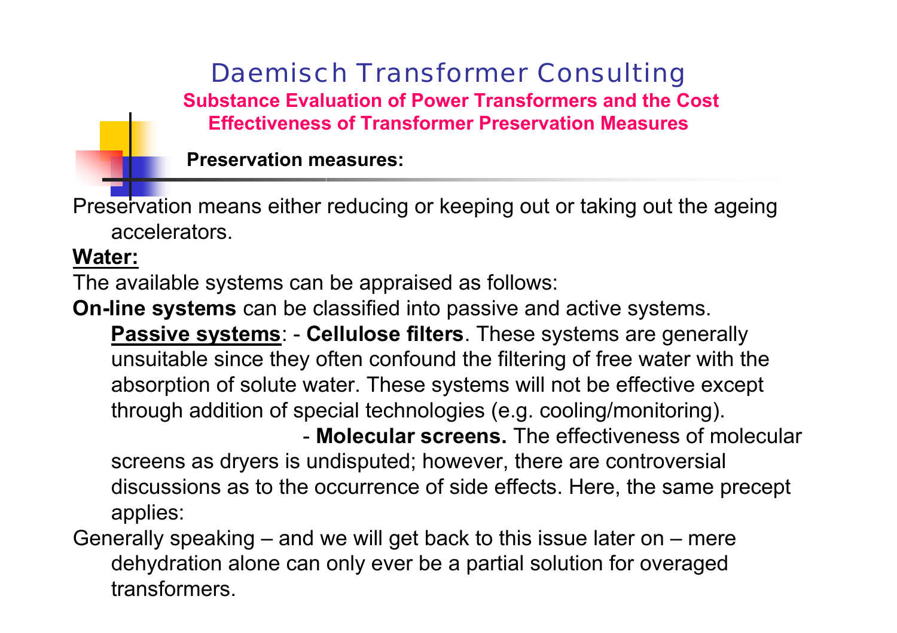## Preservation measures:

Preservation means either reducing or keeping out or taking out the ageing accelerators.

**Water:**

The available systems can be appraised as follows:

**On-line systems** can be classified into passive and active systems.

**Passive systems**: - **Cellulose filters**. These systems are generally unsuitable since they often confound the filtering of free water with the absorption of solute water. These systems will not be effective except through addition of special technologies (e.g. cooling/monitoring).

- **Molecular screens.** The effectiveness of molecular screens as dryers is undisputed; however, there are controversial discussions as to the occurrence of side effects. Here, the same precept applies:

Generally speaking – and we will get back to this issue later on – mere dehydration alone can only ever be a partial solution for overaged transformers.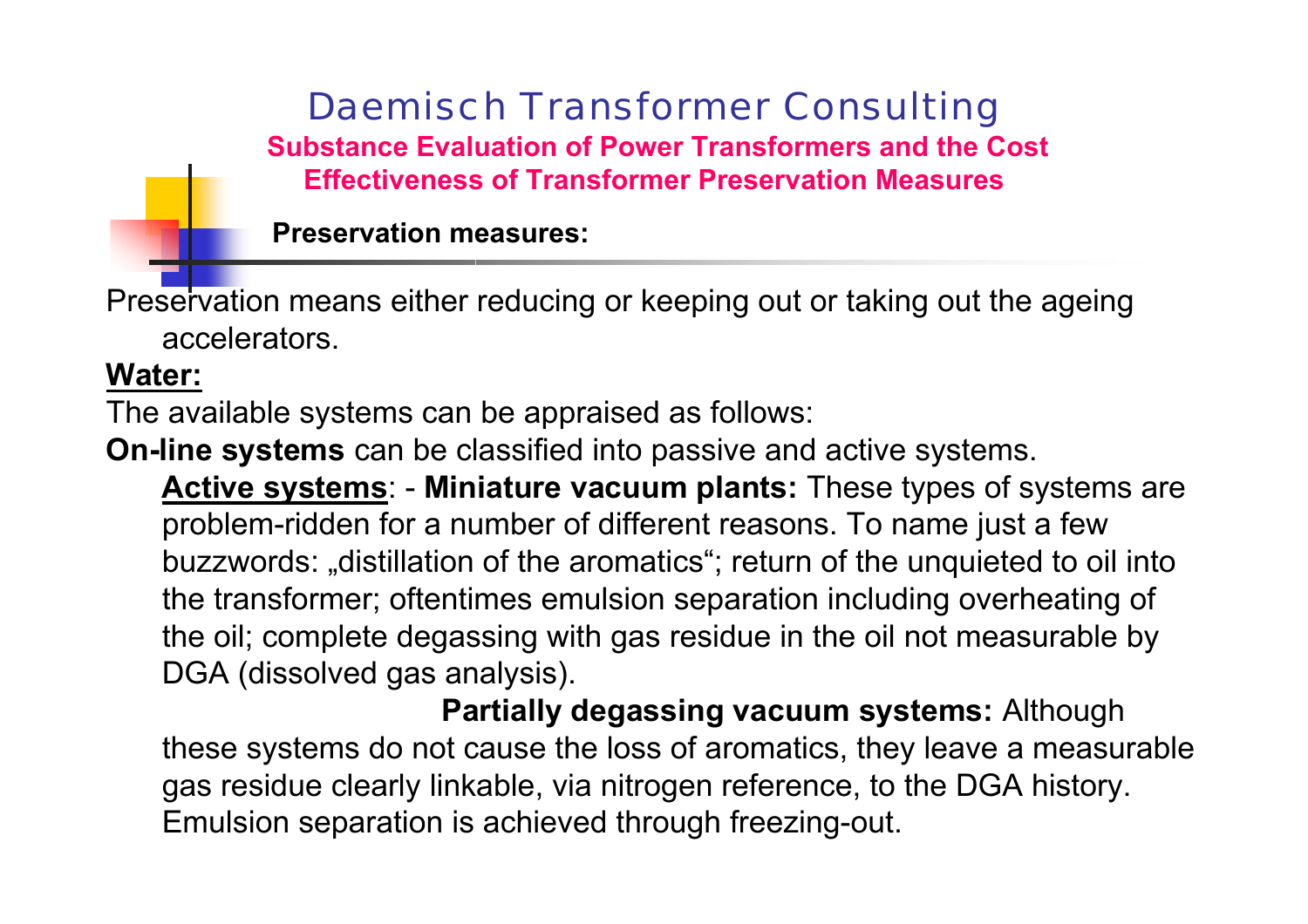# Daemisch Transformer Consulting

## Substance Evaluation of Power Transformers and the Cost Effectiveness of Transformer Preservation Measures

### Preservation measures:

Preservation means either reducing or keeping out or taking out the ageing accelerators.

**Water:**

The available systems can be appraised as follows:

**On-line systems** can be classified into passive and active systems.

**Active systems**: - **Miniature vacuum plants:** These types of systems are problem-ridden for a number of different reasons. To name just a few buzzwords: „distillation of the aromatics“; return of the unquieted to oil into the transformer; oftentimes emulsion separation including overheating of the oil; complete degassing with gas residue in the oil not measurable by DGA (dissolved gas analysis).

**Partially degassing vacuum systems:** Although these systems do not cause the loss of aromatics, they leave a measurable gas residue clearly linkable, via nitrogen reference, to the DGA history. Emulsion separation is achieved through freezing-out.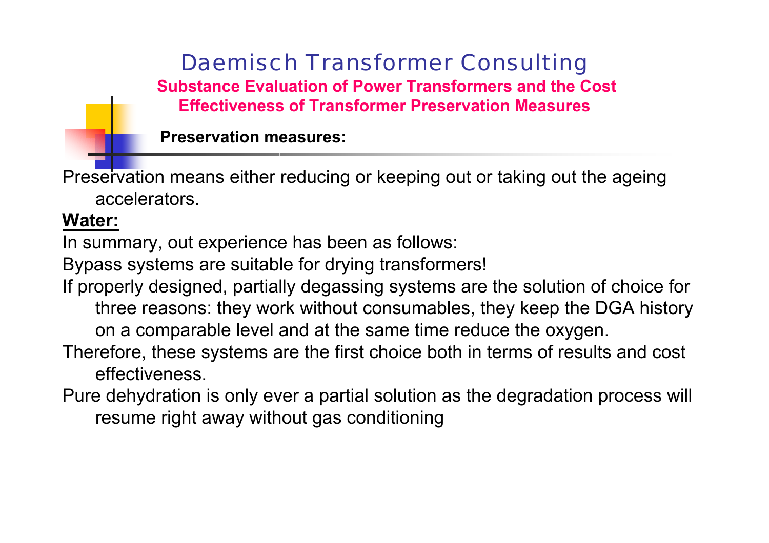# Daemisch Transformer Consulting

**Substance Evaluation of Power Transformers and the Cost Effectiveness of Transformer Preservation Measures**

**Preservation measures:**

Preservation means either reducing or keeping out or taking out the ageing accelerators.

**Water:**

In summary, out experience has been as follows:

Bypass systems are suitable for drying transformers!

If properly designed, partially degassing systems are the solution of choice for three reasons: they work without consumables, they keep the DGA history on a comparable level and at the same time reduce the oxygen.

Therefore, these systems are the first choice both in terms of results and cost effectiveness.

Pure dehydration is only ever a partial solution as the degradation process will resume right away without gas conditioning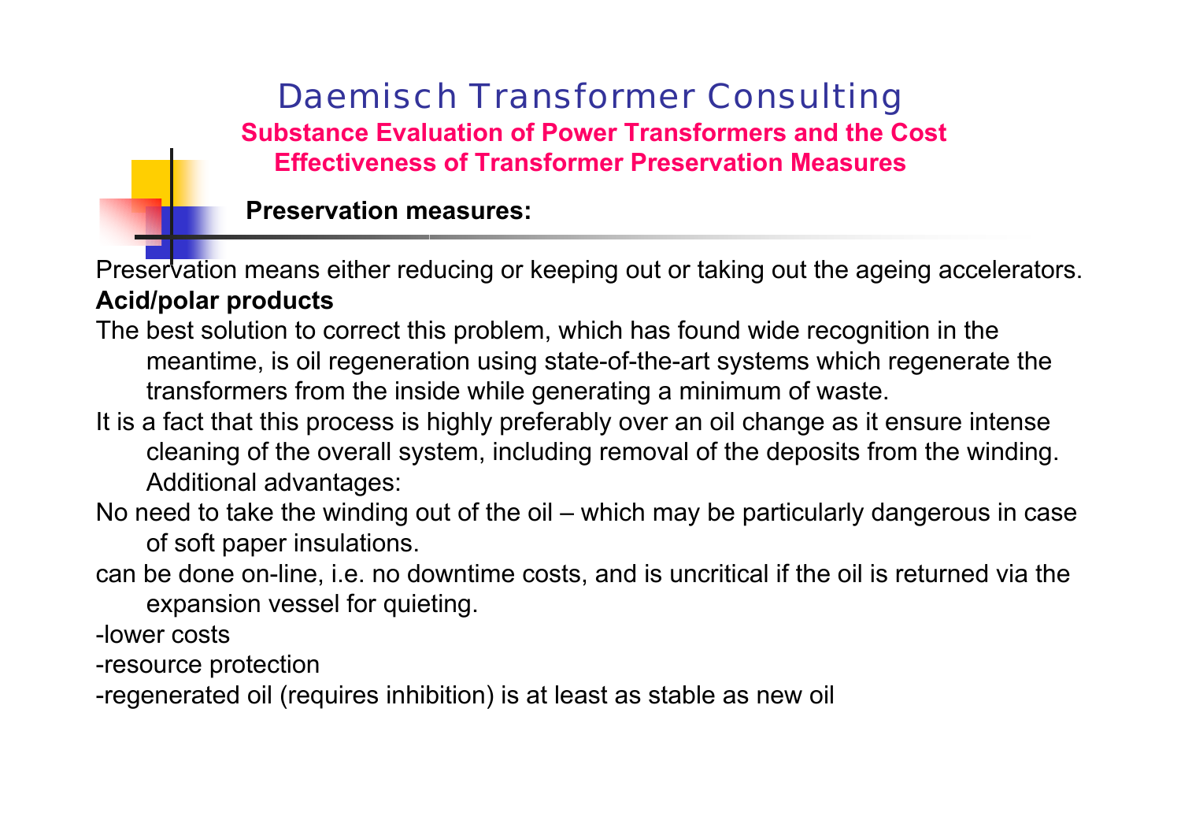# Daemisch Transformer Consulting

## Substance Evaluation of Power Transformers and the Cost Effectiveness of Transformer Preservation Measures

### Preservation measures:

Preservation means either reducing or keeping out or taking out the ageing accelerators.

**Acid/polar products**

The best solution to correct this problem, which has found wide recognition in the meantime, is oil regeneration using state-of-the-art systems which regenerate the transformers from the inside while generating a minimum of waste.

It is a fact that this process is highly preferably over an oil change as it ensure intense cleaning of the overall system, including removal of the deposits from the winding. Additional advantages:

No need to take the winding out of the oil – which may be particularly dangerous in case of soft paper insulations.

can be done on-line, i.e. no downtime costs, and is uncritical if the oil is returned via the expansion vessel for quieting.

-lower costs

-resource protection

-regenerated oil (requires inhibition) is at least as stable as new oil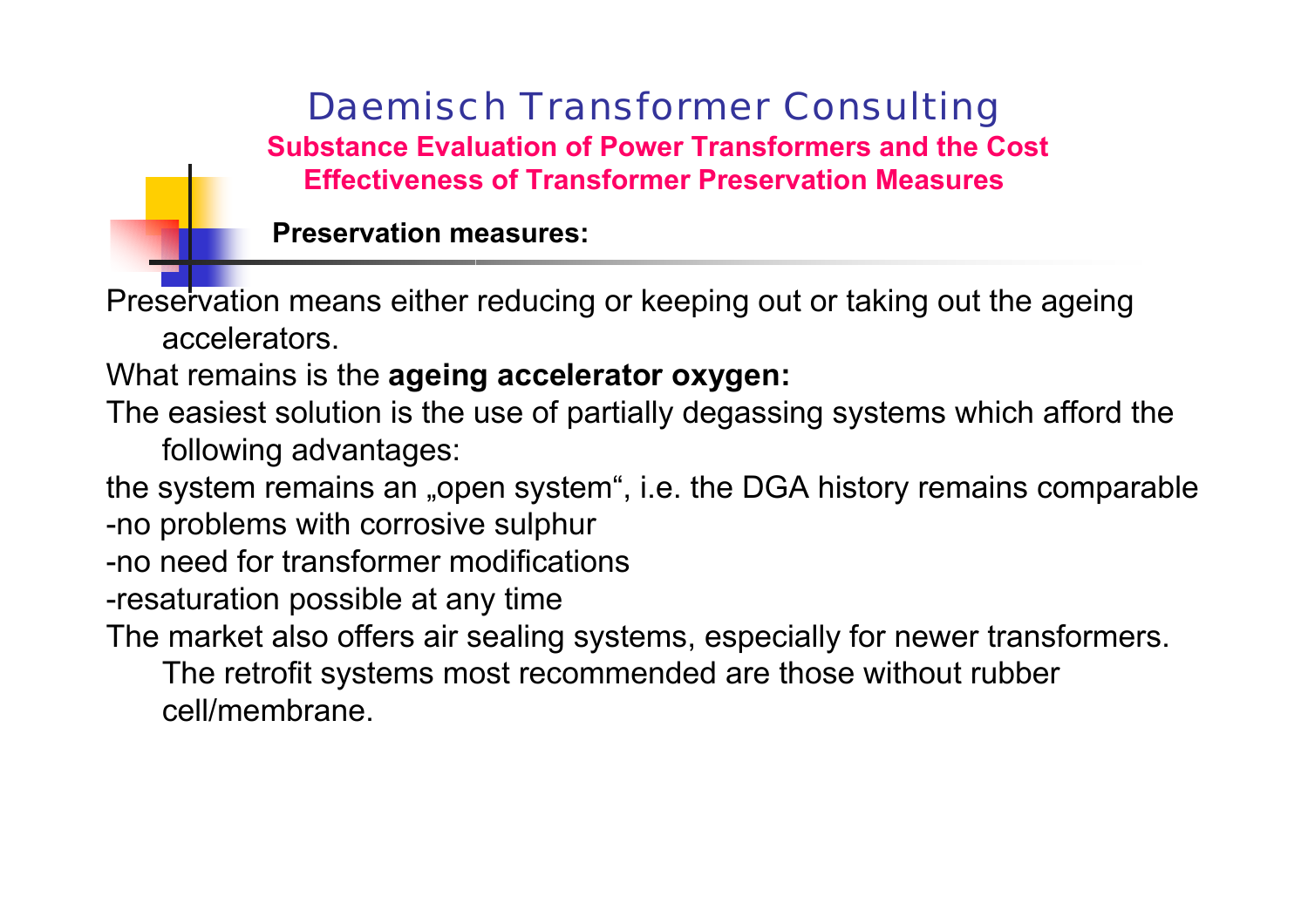# Daemisch Transformer Consulting

## Substance Evaluation of Power Transformers and the Cost Effectiveness of Transformer Preservation Measures

### Preservation measures:

Preservation means either reducing or keeping out or taking out the ageing accelerators.

What remains is the **ageing accelerator oxygen:**

The easiest solution is the use of partially degassing systems which afford the following advantages:

the system remains an „open system", i.e. the DGA history remains comparable

-no problems with corrosive sulphur

-no need for transformer modifications

-resaturation possible at any time

The market also offers air sealing systems, especially for newer transformers. The retrofit systems most recommended are those without rubber cell/membrane.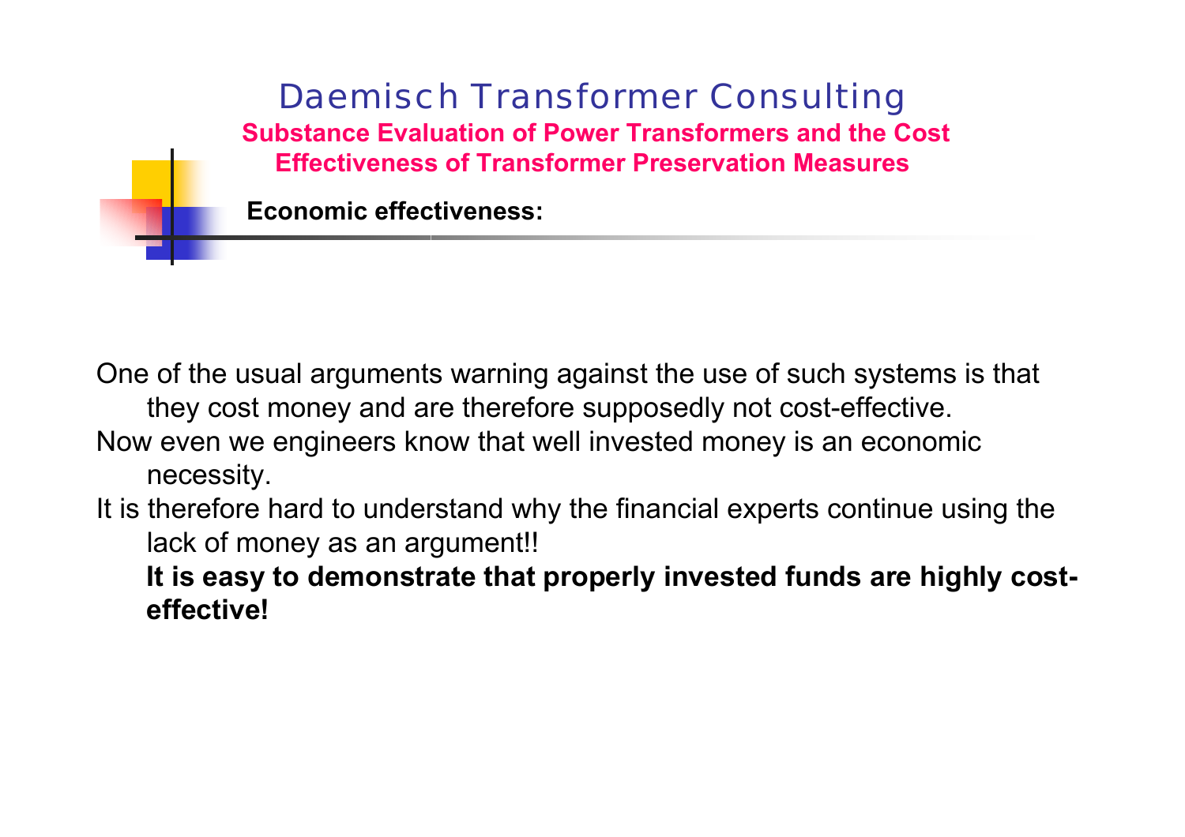**Economic effectiveness:**

One of the usual arguments warning against the use of such systems is that they cost money and are therefore supposedly not cost-effective.

Now even we engineers know that well invested money is an economic necessity.

It is therefore hard to understand why the financial experts continue using the lack of money as an argument!!

**It is easy to demonstrate that properly invested funds are highly cost-effective!**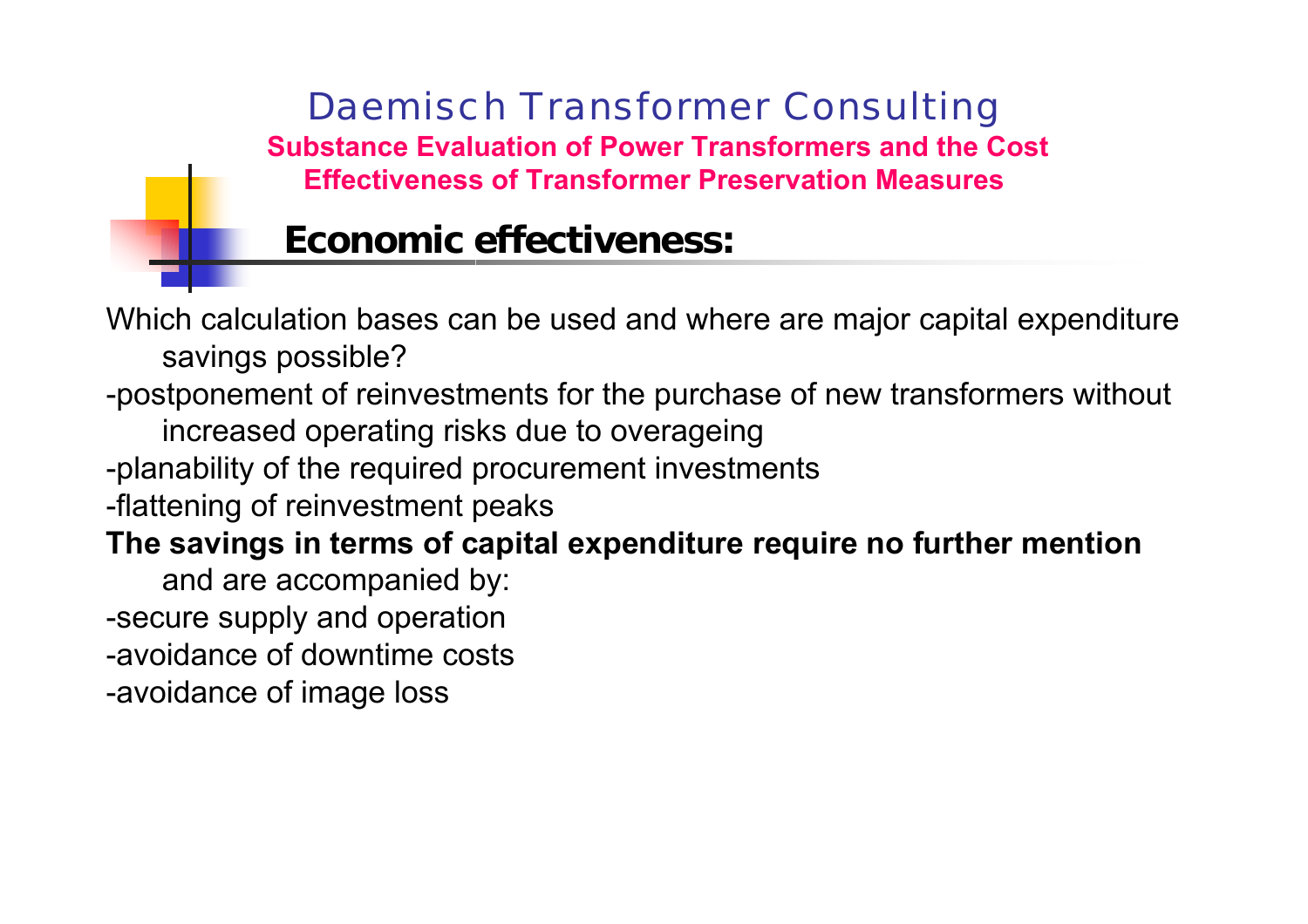## Economic effectiveness:

Which calculation bases can be used and where are major capital expenditure savings possible?

-postponement of reinvestments for the purchase of new transformers without increased operating risks due to overageing

-planability of the required procurement investments

-flattening of reinvestment peaks

**The savings in terms of capital expenditure require no further mention** and are accompanied by:

-secure supply and operation

-avoidance of downtime costs

-avoidance of image loss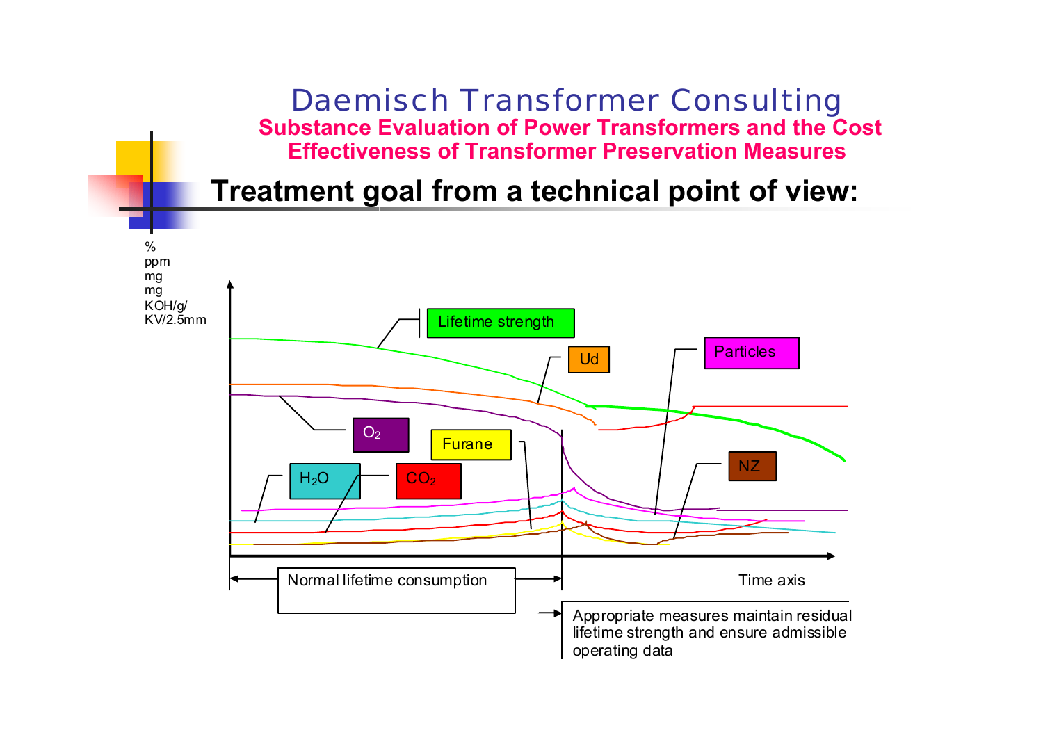# Daemisch Transformer Consulting

## Substance Evaluation of Power Transformers and the Cost Effectiveness of Transformer Preservation Measures

### Treatment goal from a technical point of view:

%
ppm
mg
mg
KOH/g/
KV/2.5mm

Lifetime strength

Ud

Particles

$O_2$

Furane

$H_2O$

$CO_2$

NZ

Normal lifetime consumption

Time axis

Appropriate measures maintain residual lifetime strength and ensure admissible operating data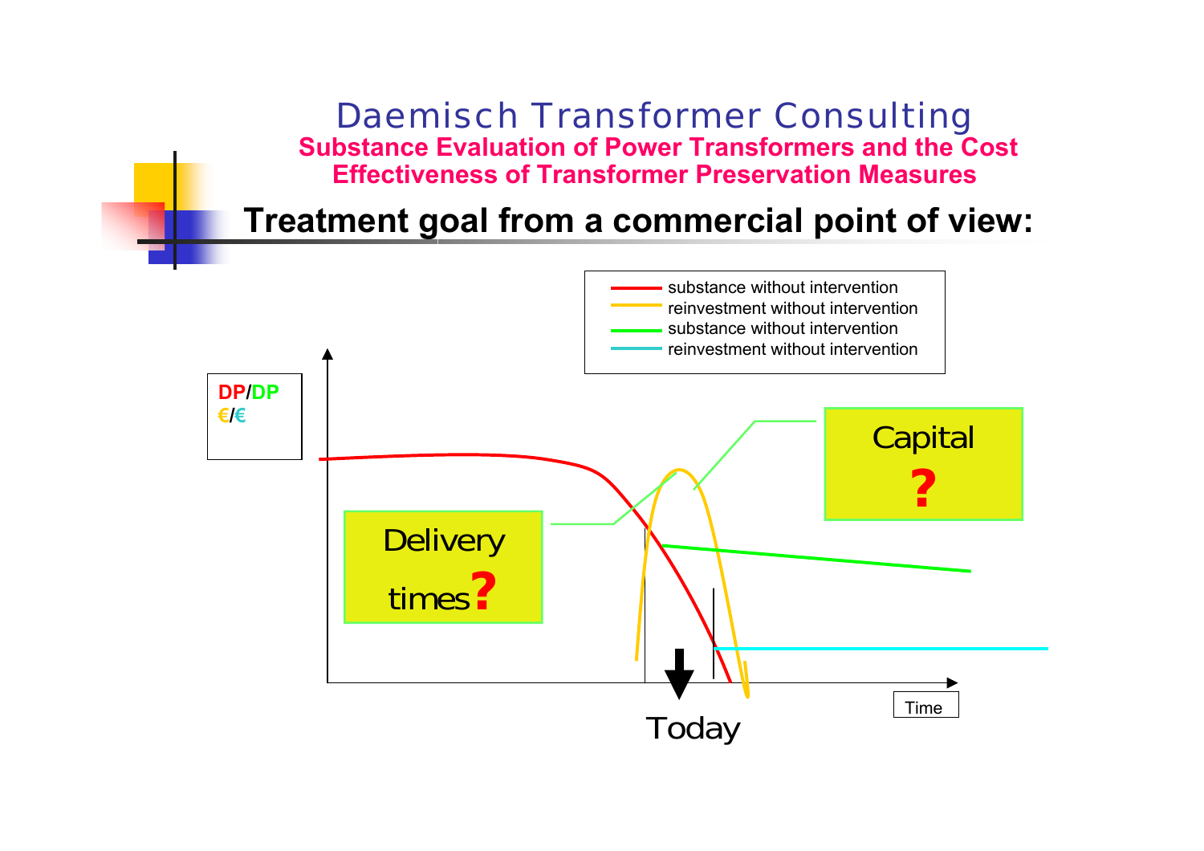Daemisch Transformer Consulting

Substance Evaluation of Power Transformers and the Cost Effectiveness of Transformer Preservation Measures

## Treatment goal from a commercial point of view:

- substance without intervention
- reinvestment without intervention
- substance without intervention
- reinvestment without intervention

DP/DP

€/€

Delivery times?

Capital ?

Today

Time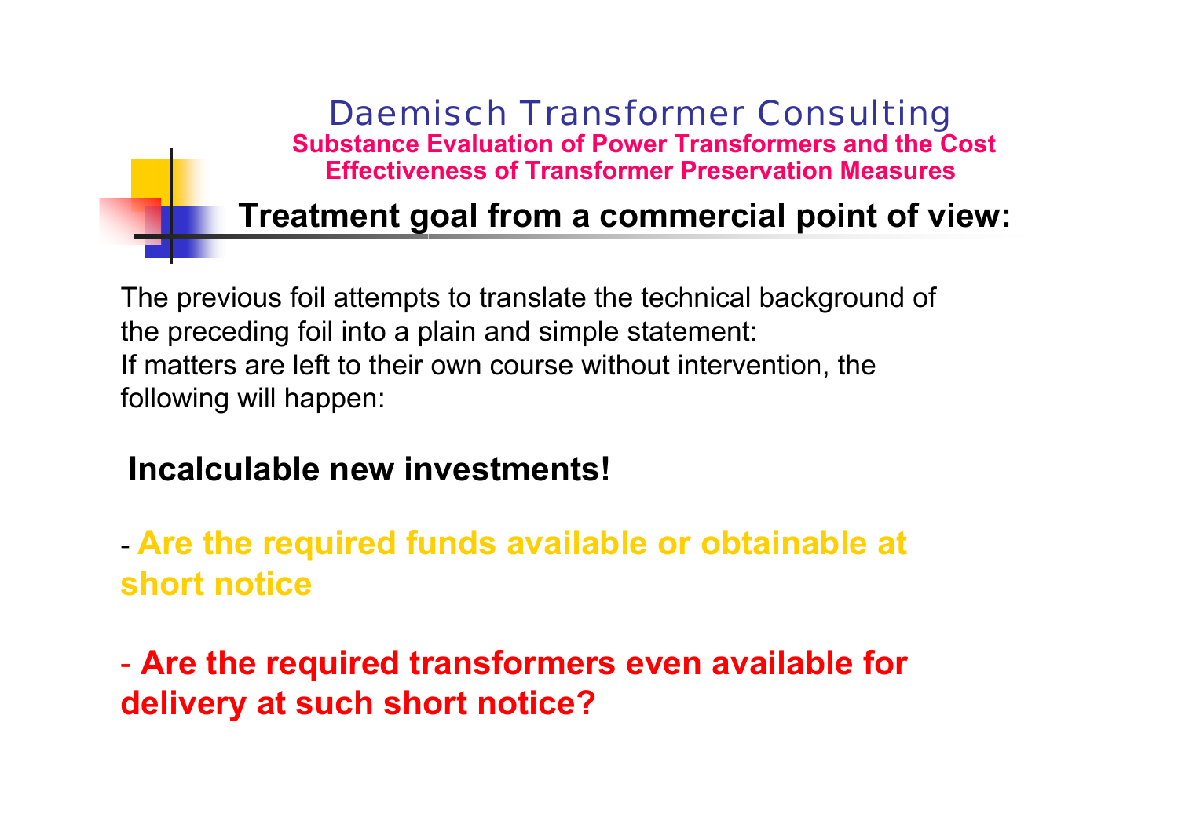Daemisch Transformer Consulting

**Substance Evaluation of Power Transformers and the Cost Effectiveness of Transformer Preservation Measures**

## Treatment goal from a commercial point of view:

The previous foil attempts to translate the technical background of the preceding foil into a plain and simple statement:
If matters are left to their own course without intervention, the following will happen:

**Incalculable new investments!**

- **Are the required funds available or obtainable at short notice**

- **Are the required transformers even available for delivery at such short notice?**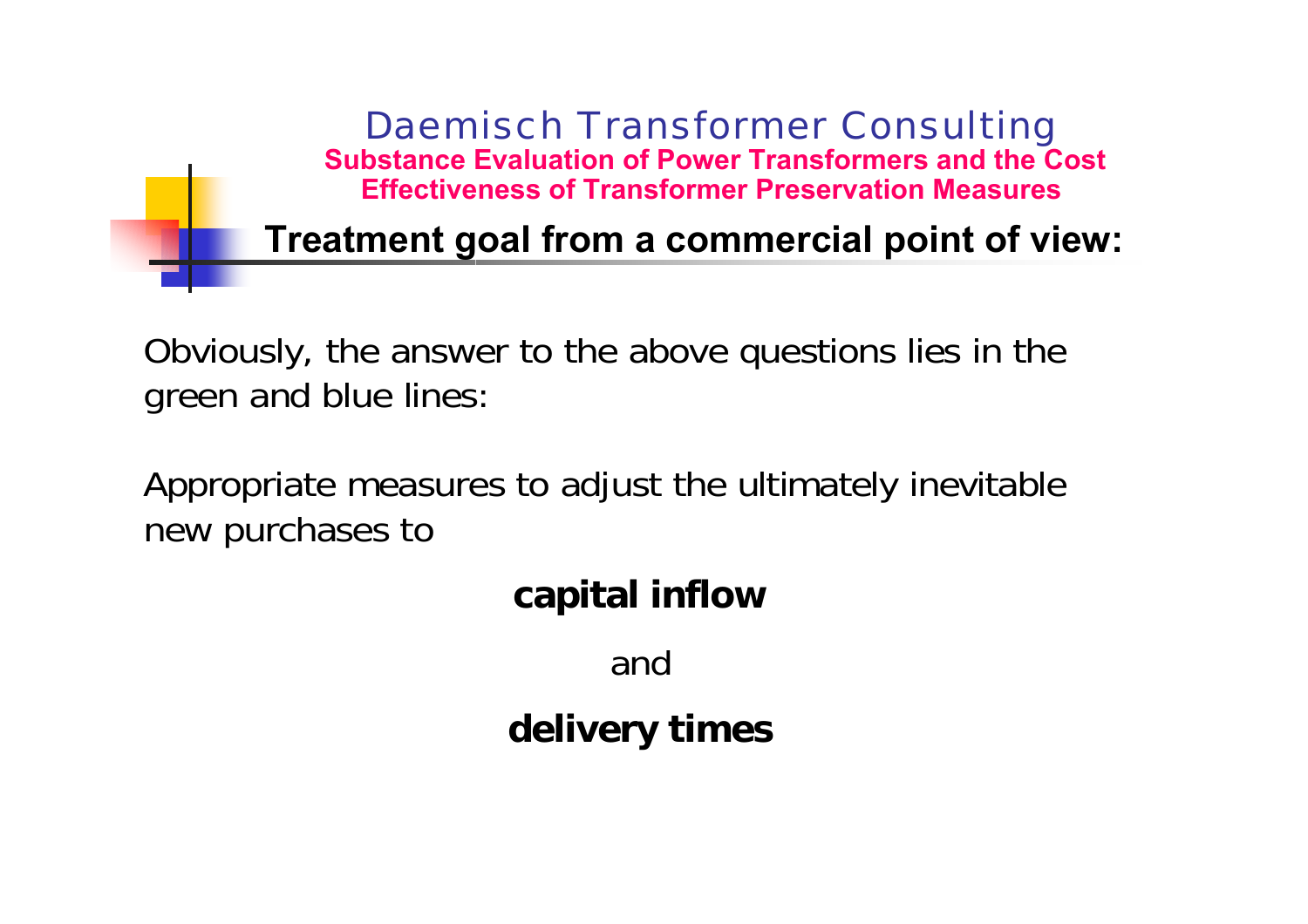## Treatment goal from a commercial point of view:

Obviously, the answer to the above questions lies in the green and blue lines:

Appropriate measures to adjust the ultimately inevitable new purchases to

**capital inflow**

and

**delivery times**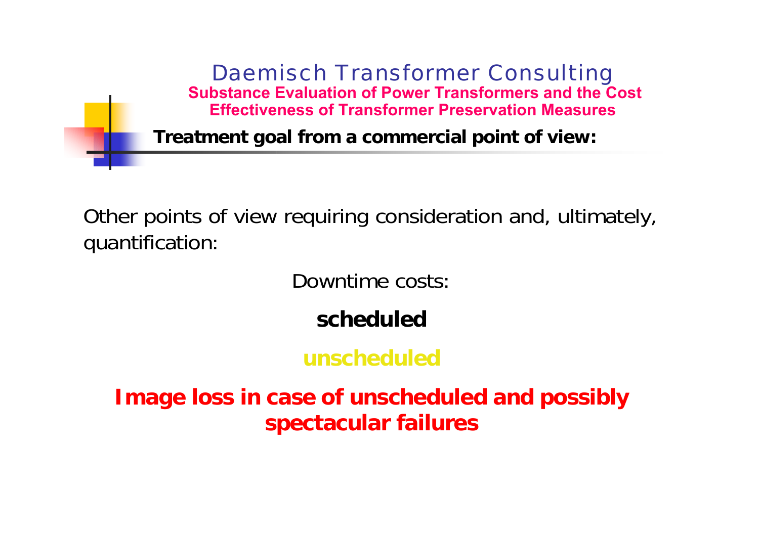Daemisch Transformer Consulting

**Substance Evaluation of Power Transformers and the Cost Effectiveness of Transformer Preservation Measures**

## Treatment goal from a commercial point of view:

Other points of view requiring consideration and, ultimately, quantification:

Downtime costs:

**scheduled**

**unscheduled**

**Image loss in case of unscheduled and possibly spectacular failures**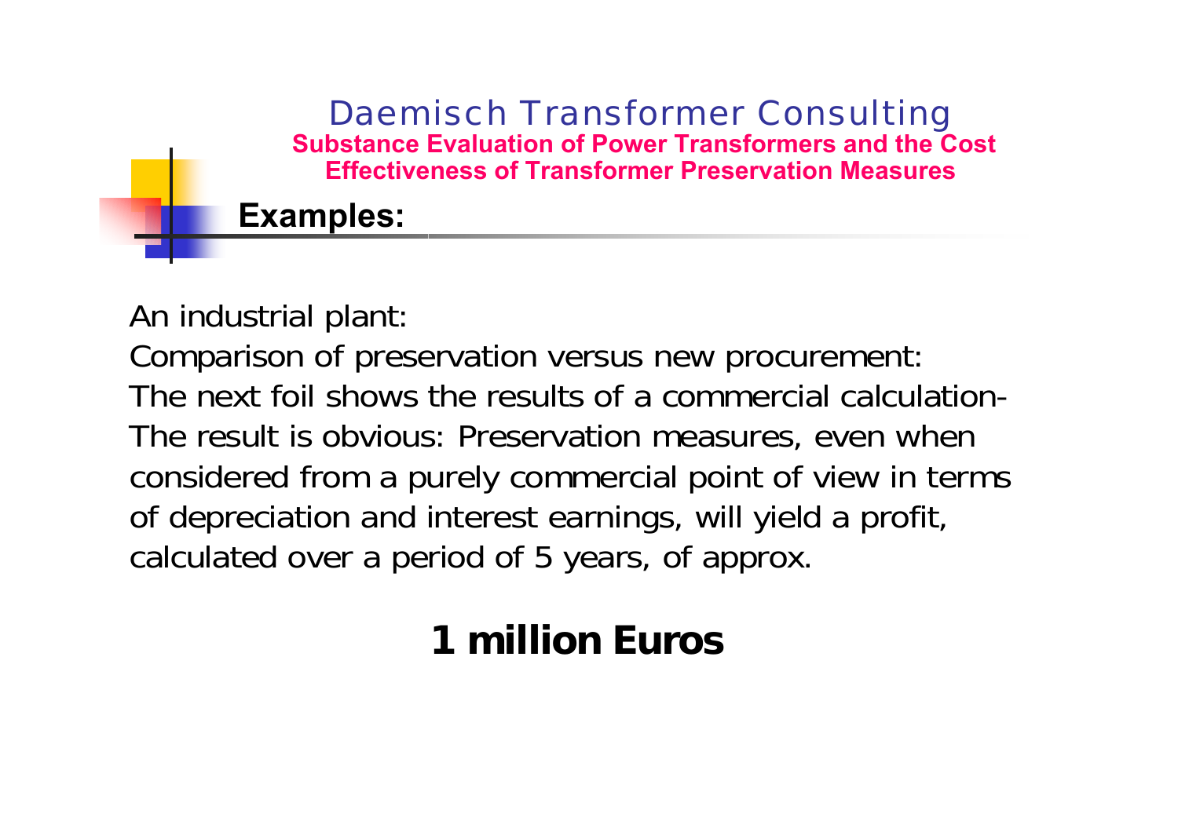## Examples:

An industrial plant:

Comparison of preservation versus new procurement:

The next foil shows the results of a commercial calculation-

The result is obvious: Preservation measures, even when considered from a purely commercial point of view in terms of depreciation and interest earnings, will yield a profit, calculated over a period of 5 years, of approx.

**1 million Euros**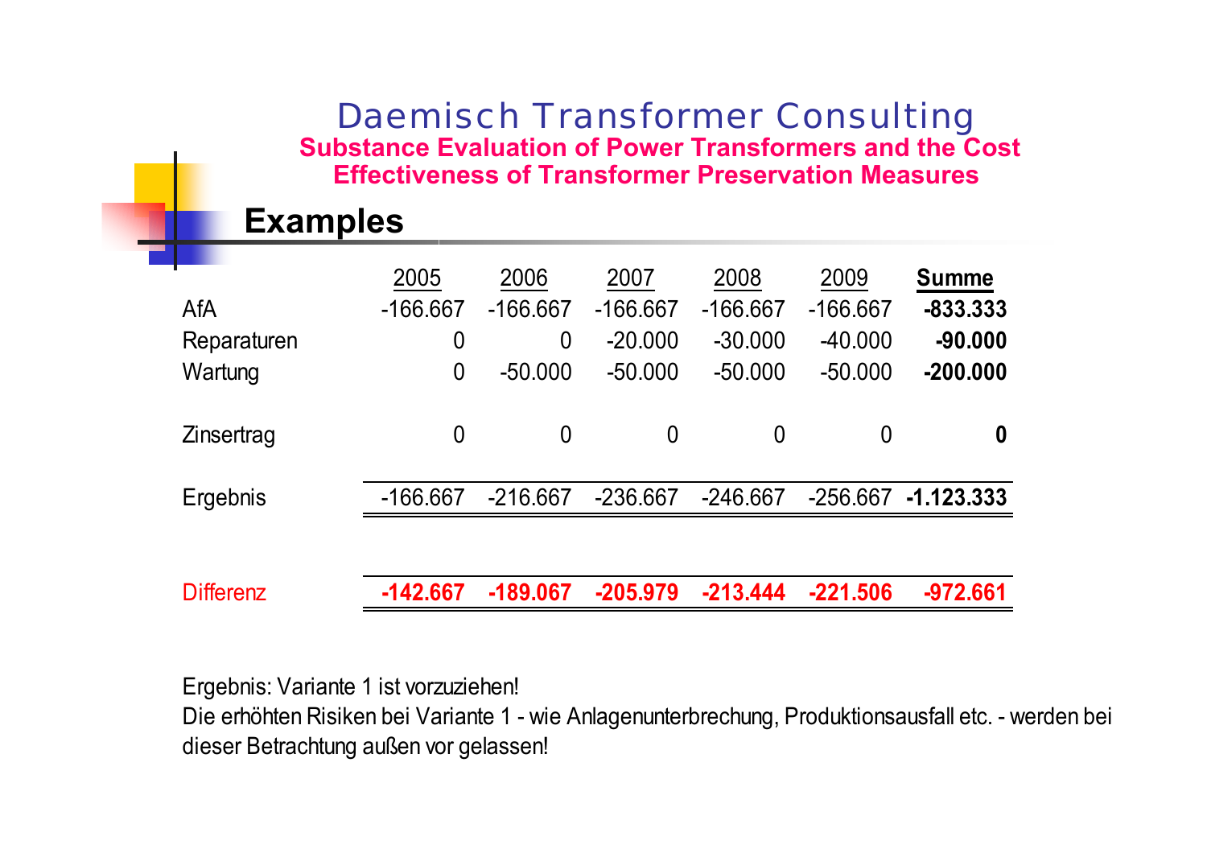## Examples

| | 2005 | 2006 | 2007 | 2008 | 2009 | **Summe** |
|---|---|---|---|---|---|---|
| AfA | -166.667 | -166.667 | -166.667 | -166.667 | -166.667 | **-833.333** |
| Reparaturen | 0 | 0 | -20.000 | -30.000 | -40.000 | **-90.000** |
| Wartung | 0 | -50.000 | -50.000 | -50.000 | -50.000 | **-200.000** |
| Zinsertrag | 0 | 0 | 0 | 0 | 0 | **0** |
| Ergebnis | -166.667 | -216.667 | -236.667 | -246.667 | -256.667 | **-1.123.333** |
| Differenz | **-142.667** | **-189.067** | **-205.979** | **-213.444** | **-221.506** | **-972.661** |

Ergebnis: Variante 1 ist vorzuziehen!

Die erhöhten Risiken bei Variante 1 - wie Anlagenunterbrechung, Produktionsausfall etc. - werden bei dieser Betrachtung außen vor gelassen!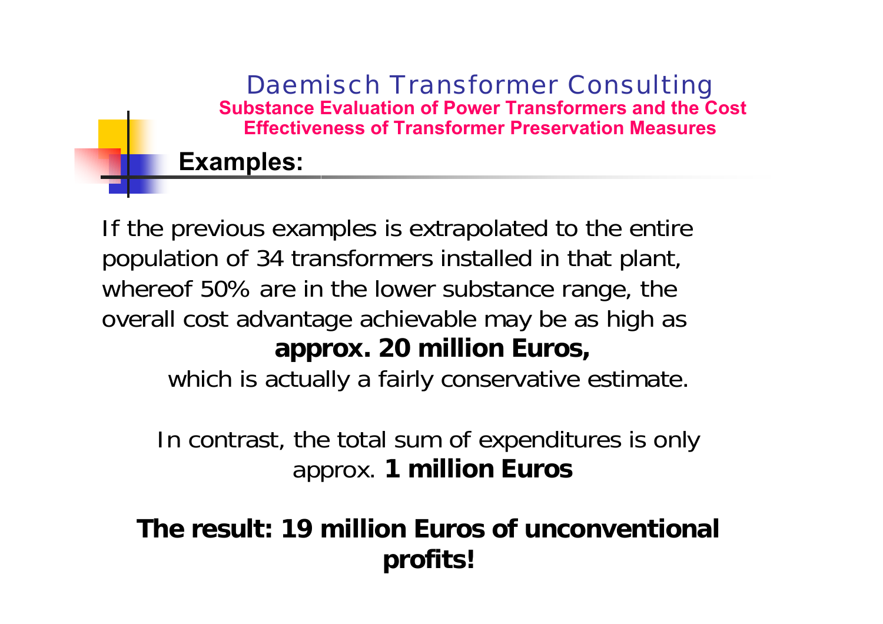# Daemisch Transformer Consulting

**Substance Evaluation of Power Transformers and the Cost Effectiveness of Transformer Preservation Measures**

## Examples:

If the previous examples is extrapolated to the entire population of 34 transformers installed in that plant, whereof 50% are in the lower substance range, the overall cost advantage achievable may be as high as

**approx. 20 million Euros,**

which is actually a fairly conservative estimate.

In contrast, the total sum of expenditures is only approx. **1 million Euros**

**The result: 19 million Euros of unconventional profits!**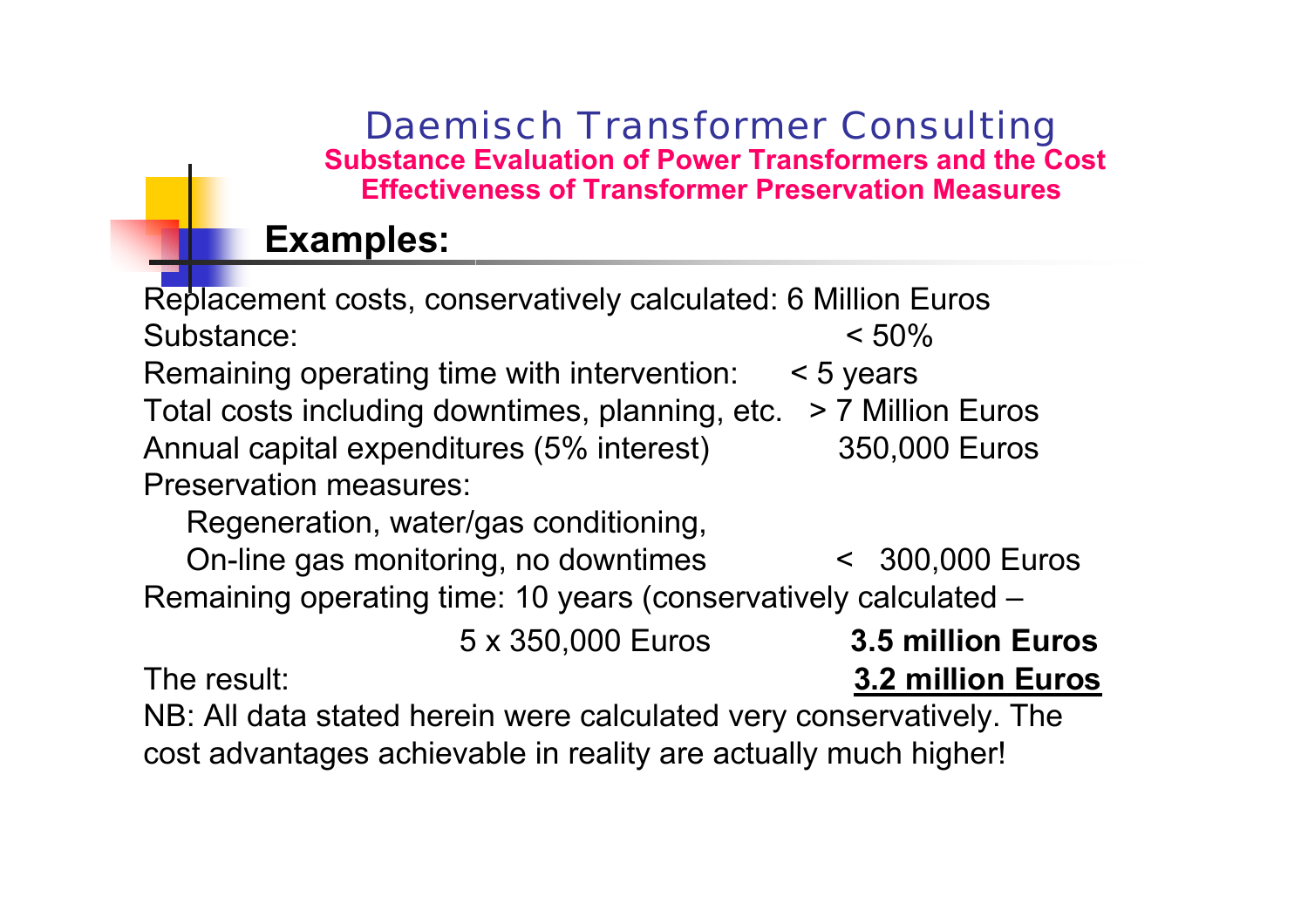# Daemisch Transformer Consulting

**Substance Evaluation of Power Transformers and the Cost Effectiveness of Transformer Preservation Measures**

## Examples:

Replacement costs, conservatively calculated: 6 Million Euros

| | |
|---|---|
| Substance: | < 50% |
| Remaining operating time with intervention: | < 5 years |
| Total costs including downtimes, planning, etc. | > 7 Million Euros |
| Annual capital expenditures (5% interest) | 350,000 Euros |

Preservation measures:

Regeneration, water/gas conditioning,

On-line gas monitoring, no downtimes < 300,000 Euros

Remaining operating time: 10 years (conservatively calculated –

5 x 350,000 Euros **3.5 million Euros**

The result: **3.2 million Euros**

NB: All data stated herein were calculated very conservatively. The cost advantages achievable in reality are actually much higher!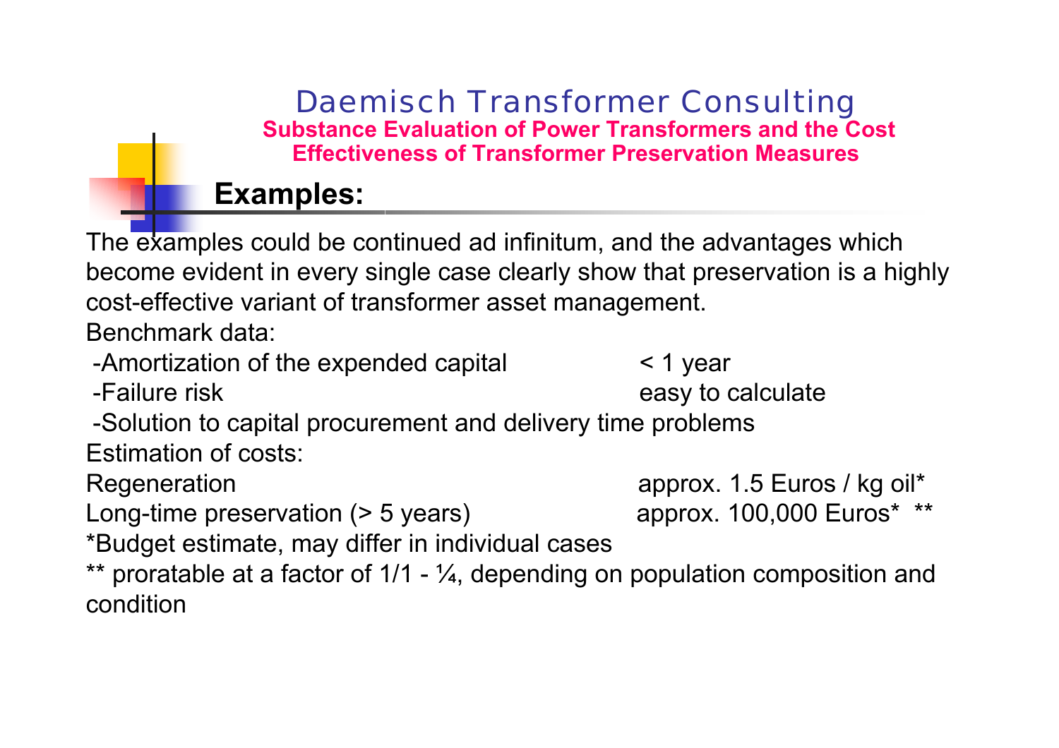## Examples:

The examples could be continued ad infinitum, and the advantages which become evident in every single case clearly show that preservation is a highly cost-effective variant of transformer asset management.

Benchmark data:

| | |
|---|---|
| -Amortization of the expended capital | < 1 year |
| -Failure risk | easy to calculate |

-Solution to capital procurement and delivery time problems

Estimation of costs:

| | |
|---|---|
| Regeneration | approx. 1.5 Euros / kg oil* |
| Long-time preservation (> 5 years) | approx. 100,000 Euros* ** |

*Budget estimate, may differ in individual cases

** proratable at a factor of 1/1 - ¼, depending on population composition and condition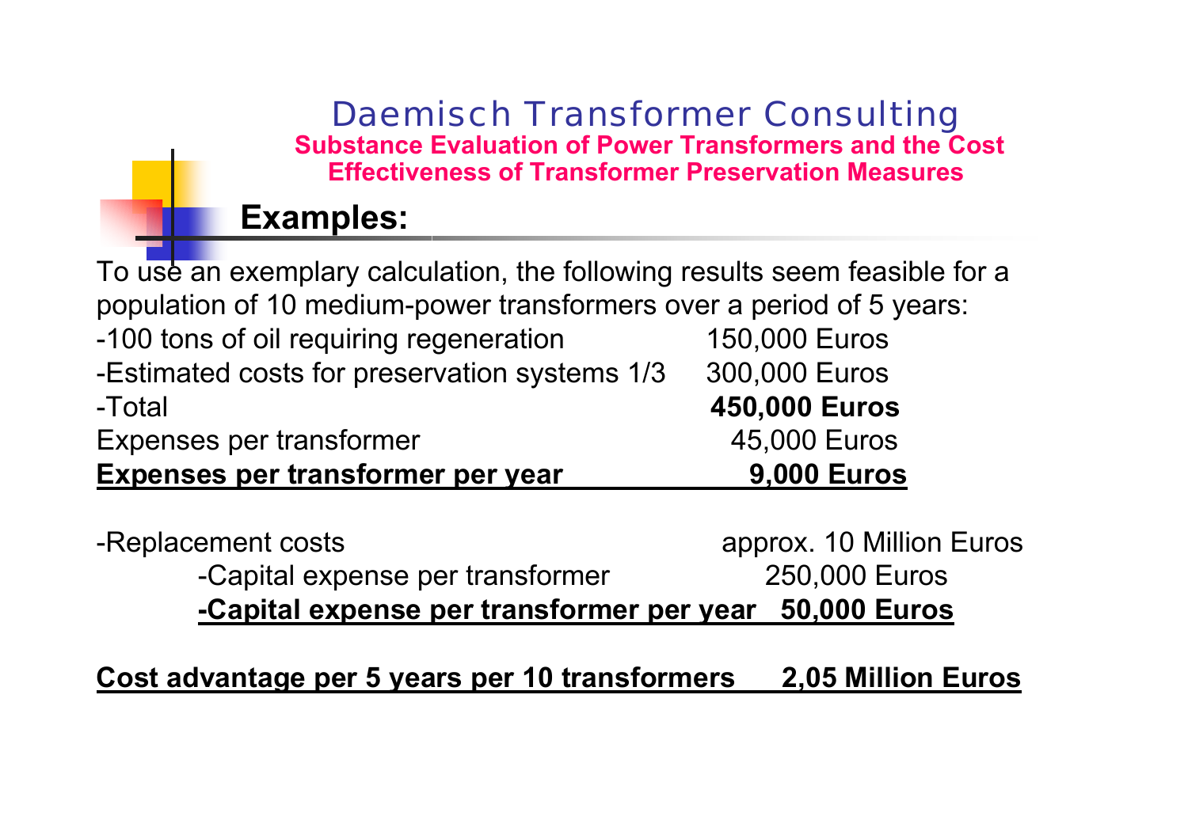## Examples:

To use an exemplary calculation, the following results seem feasible for a population of 10 medium-power transformers over a period of 5 years:

| | |
|---|---|
| -100 tons of oil requiring regeneration | 150,000 Euros |
| -Estimated costs for preservation systems 1/3 | 300,000 Euros |
| -Total | **450,000 Euros** |
| Expenses per transformer | 45,000 Euros |
| **Expenses per transformer per year** | **9,000 Euros** |

| | |
|---|---|
| -Replacement costs | approx. 10 Million Euros |
| -Capital expense per transformer | 250,000 Euros |
| **-Capital expense per transformer per year** | **50,000 Euros** |

**Cost advantage per 5 years per 10 transformers 2,05 Million Euros**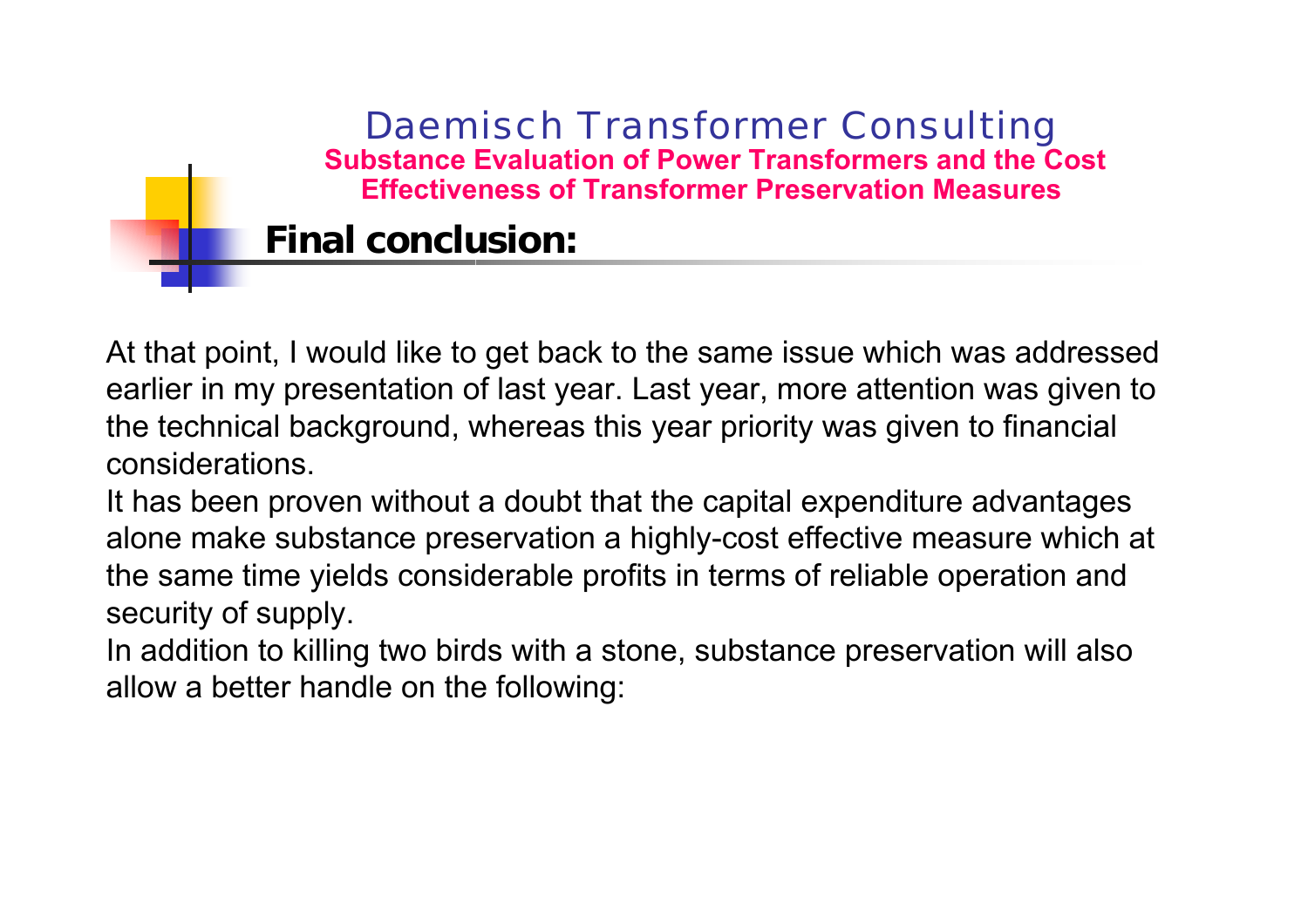## Final conclusion:

At that point, I would like to get back to the same issue which was addressed earlier in my presentation of last year. Last year, more attention was given to the technical background, whereas this year priority was given to financial considerations.

It has been proven without a doubt that the capital expenditure advantages alone make substance preservation a highly-cost effective measure which at the same time yields considerable profits in terms of reliable operation and security of supply.

In addition to killing two birds with a stone, substance preservation will also allow a better handle on the following: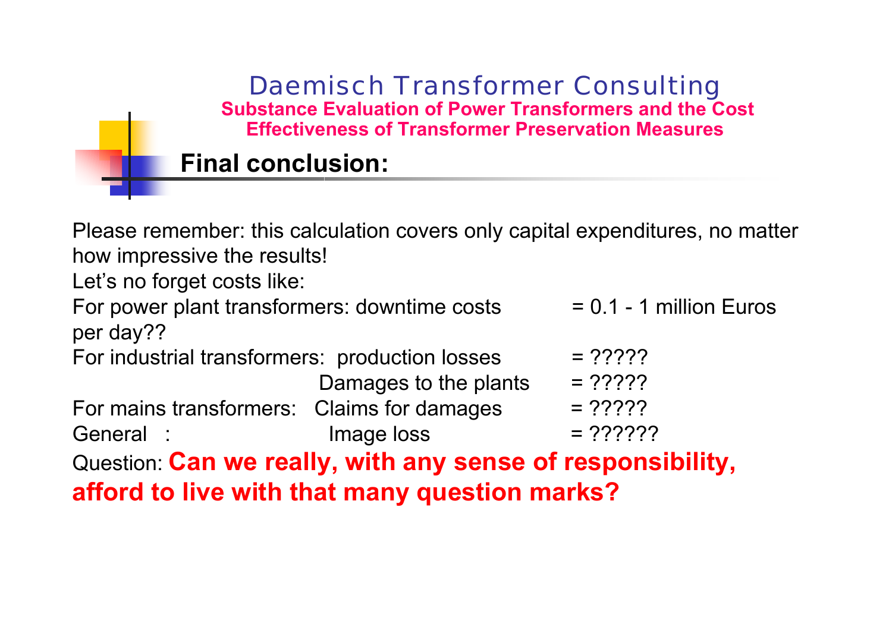Daemisch Transformer Consulting

**Substance Evaluation of Power Transformers and the Cost Effectiveness of Transformer Preservation Measures**

## Final conclusion:

Please remember: this calculation covers only capital expenditures, no matter how impressive the results!

Let's no forget costs like:

For power plant transformers: downtime costs = 0.1 - 1 million Euros per day??

For industrial transformers: production losses = ?????

Damages to the plants = ?????

For mains transformers: Claims for damages = ?????

General : Image loss = ??????

Question: **Can we really, with any sense of responsibility, afford to live with that many question marks?**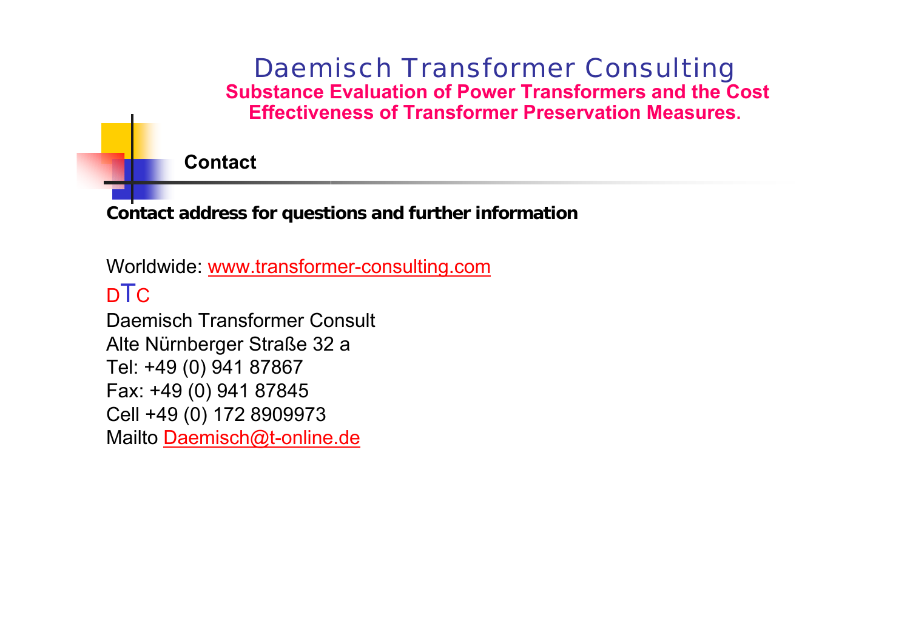# Daemisch Transformer Consulting

**Substance Evaluation of Power Transformers and the Cost Effectiveness of Transformer Preservation Measures.**

## Contact

**Contact address for questions and further information**

Worldwide: www.transformer-consulting.com

DTC

Daemisch Transformer Consult
Alte Nürnberger Straße 32 a
Tel: +49 (0) 941 87867
Fax: +49 (0) 941 87845
Cell +49 (0) 172 8909973
Mailto Daemisch@t-online.de